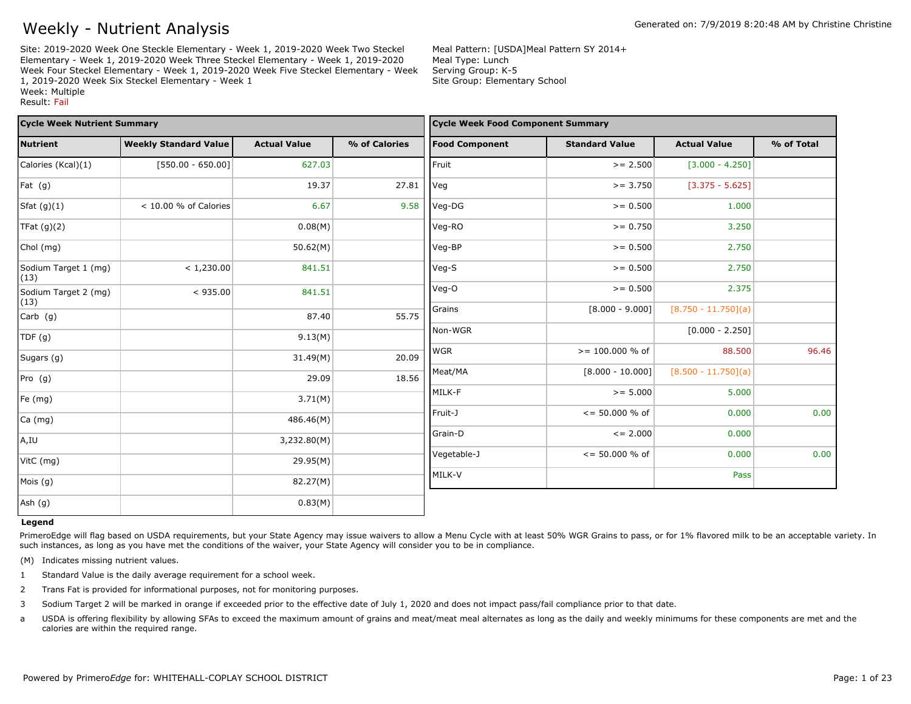# Weekly - Nutrient Analysis

Generated on: 7/9/2019 8:20:48 AM by Christine Christine

Site: 2019-2020 Week One Steckle Elementary - Week 1, 2019-2020 Week Two Steckel Elementary - Week 1, 2019-2020 Week Three Steckel Elementary - Week 1, 2019-2020 Week Four Steckel Elementary - Week 1, 2019-2020 Week Five Steckel Elementary - Week 1, 2019-2020 Week Six Steckel Elementary - Week 1
Week: Multiple
Result: Fail

Meal Pattern: [USDA]Meal Pattern SY 2014+
Meal Type: Lunch
Serving Group: K-5
Site Group: Elementary School

**Cycle Week Nutrient Summary**

| Nutrient | Weekly Standard Value | Actual Value | % of Calories |
|---|---|---|---|
| Calories (Kcal)(1) | [550.00 - 650.00] | 627.03 | |
| Fat (g) | | 19.37 | 27.81 |
| Sfat (g)(1) | < 10.00 % of Calories | 6.67 | 9.58 |
| TFat (g)(2) | | 0.08(M) | |
| Chol (mg) | | 50.62(M) | |
| Sodium Target 1 (mg) (13) | < 1,230.00 | 841.51 | |
| Sodium Target 2 (mg) (13) | < 935.00 | 841.51 | |
| Carb (g) | | 87.40 | 55.75 |
| TDF (g) | | 9.13(M) | |
| Sugars (g) | | 31.49(M) | 20.09 |
| Pro (g) | | 29.09 | 18.56 |
| Fe (mg) | | 3.71(M) | |
| Ca (mg) | | 486.46(M) | |
| A,IU | | 3,232.80(M) | |
| VitC (mg) | | 29.95(M) | |
| Mois (g) | | 82.27(M) | |
| Ash (g) | | 0.83(M) | |

**Cycle Week Food Component Summary**

| Food Component | Standard Value | Actual Value | % of Total |
|---|---|---|---|
| Fruit | >= 2.500 | [3.000 - 4.250] | |
| Veg | >= 3.750 | [3.375 - 5.625] | |
| Veg-DG | >= 0.500 | 1.000 | |
| Veg-RO | >= 0.750 | 3.250 | |
| Veg-BP | >= 0.500 | 2.750 | |
| Veg-S | >= 0.500 | 2.750 | |
| Veg-O | >= 0.500 | 2.375 | |
| Grains | [8.000 - 9.000] | [8.750 - 11.750](a) | |
| Non-WGR | | [0.000 - 2.250] | |
| WGR | >= 100.000 % of | 88.500 | 96.46 |
| Meat/MA | [8.000 - 10.000] | [8.500 - 11.750](a) | |
| MILK-F | >= 5.000 | 5.000 | |
| Fruit-J | <= 50.000 % of | 0.000 | 0.00 |
| Grain-D | <= 2.000 | 0.000 | |
| Vegetable-J | <= 50.000 % of | 0.000 | 0.00 |
| MILK-V | | Pass | |

**Legend**

PrimeroEdge will flag based on USDA requirements, but your State Agency may issue waivers to allow a Menu Cycle with at least 50% WGR Grains to pass, or for 1% flavored milk to be an acceptable variety. In such instances, as long as you have met the conditions of the waiver, your State Agency will consider you to be in compliance.

(M) Indicates missing nutrient values.

1 Standard Value is the daily average requirement for a school week.

2 Trans Fat is provided for informational purposes, not for monitoring purposes.

3 Sodium Target 2 will be marked in orange if exceeded prior to the effective date of July 1, 2020 and does not impact pass/fail compliance prior to that date.

a USDA is offering flexibility by allowing SFAs to exceed the maximum amount of grains and meat/meat meal alternates as long as the daily and weekly minimums for these components are met and the calories are within the required range.

Powered by PrimeroEdge for: WHITEHALL-COPLAY SCHOOL DISTRICT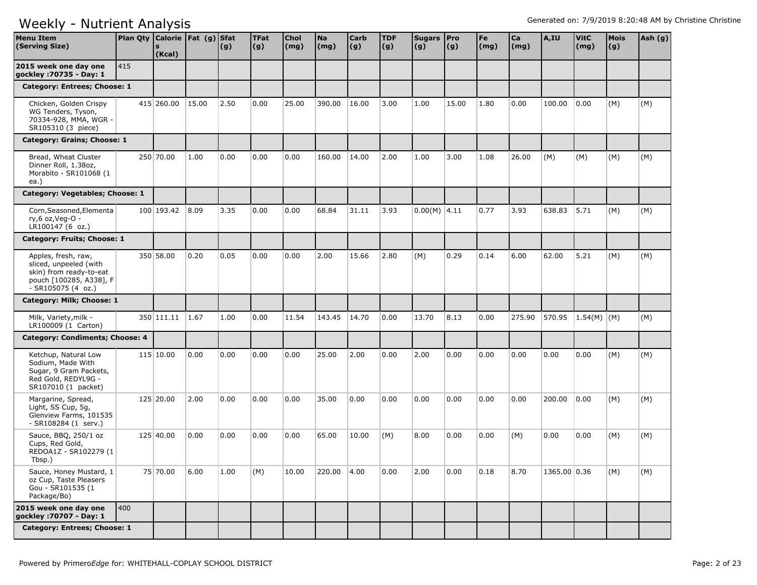# Weekly - Nutrient Analysis

Generated on: 7/9/2019 8:20:48 AM by Christine Christine

| Menu Item (Serving Size) | Plan Qty | Calories (Kcal) | Fat (g) | Sfat (g) | TFat (g) | Chol (mg) | Na (mg) | Carb (g) | TDF (g) | Sugars (g) | Pro (g) | Fe (mg) | Ca (mg) | A,IU | VitC (mg) | Mois (g) | Ash (g) |
|---|---|---|---|---|---|---|---|---|---|---|---|---|---|---|---|---|---|
| **2015 week one day one gockley :70735 - Day: 1** | 415 | | | | | | | | | | | | | | | | |
| **Category: Entrees; Choose: 1** | | | | | | | | | | | | | | | | | |
| Chicken, Golden Crispy WG Tenders, Tyson, 70334-928, MMA, WGR - SR105310 (3 piece) | 415 | 260.00 | 15.00 | 2.50 | 0.00 | 25.00 | 390.00 | 16.00 | 3.00 | 1.00 | 15.00 | 1.80 | 0.00 | 100.00 | 0.00 | (M) | (M) |
| **Category: Grains; Choose: 1** | | | | | | | | | | | | | | | | | |
| Bread, Wheat Cluster Dinner Roll, 1.38oz, Morabito - SR101068 (1 ea.) | 250 | 70.00 | 1.00 | 0.00 | 0.00 | 0.00 | 160.00 | 14.00 | 2.00 | 1.00 | 3.00 | 1.08 | 26.00 | (M) | (M) | (M) | (M) |
| **Category: Vegetables; Choose: 1** | | | | | | | | | | | | | | | | | |
| Corn,Seasoned,Elementary,6 oz,Veg-O - LR100147 (6 oz.) | 100 | 193.42 | 8.09 | 3.35 | 0.00 | 0.00 | 68.84 | 31.11 | 3.93 | 0.00(M) | 4.11 | 0.77 | 3.93 | 638.83 | 5.71 | (M) | (M) |
| **Category: Fruits; Choose: 1** | | | | | | | | | | | | | | | | | |
| Apples, fresh, raw, sliced, unpeeled (with skin) from ready-to-eat pouch [100285, A338], F - SR105075 (4 oz.) | 350 | 58.00 | 0.20 | 0.05 | 0.00 | 0.00 | 2.00 | 15.66 | 2.80 | (M) | 0.29 | 0.14 | 6.00 | 62.00 | 5.21 | (M) | (M) |
| **Category: Milk; Choose: 1** | | | | | | | | | | | | | | | | | |
| Milk, Variety,milk - LR100009 (1 Carton) | 350 | 111.11 | 1.67 | 1.00 | 0.00 | 11.54 | 143.45 | 14.70 | 0.00 | 13.70 | 8.13 | 0.00 | 275.90 | 570.95 | 1.54(M) | (M) | (M) |
| **Category: Condiments; Choose: 4** | | | | | | | | | | | | | | | | | |
| Ketchup, Natural Low Sodium, Made With Sugar, 9 Gram Packets, Red Gold, REDYL9G - SR107010 (1 packet) | 115 | 10.00 | 0.00 | 0.00 | 0.00 | 0.00 | 25.00 | 2.00 | 0.00 | 2.00 | 0.00 | 0.00 | 0.00 | 0.00 | 0.00 | (M) | (M) |
| Margarine, Spread, Light, SS Cup, 5g, Glenview Farms, 101535 - SR108284 (1 serv.) | 125 | 20.00 | 2.00 | 0.00 | 0.00 | 0.00 | 35.00 | 0.00 | 0.00 | 0.00 | 0.00 | 0.00 | 0.00 | 200.00 | 0.00 | (M) | (M) |
| Sauce, BBQ, 250/1 oz Cups, Red Gold, REDOA1Z - SR102279 (1 Tbsp.) | 125 | 40.00 | 0.00 | 0.00 | 0.00 | 0.00 | 65.00 | 10.00 | (M) | 8.00 | 0.00 | 0.00 | (M) | 0.00 | 0.00 | (M) | (M) |
| Sauce, Honey Mustard, 1 oz Cup, Taste Pleasers Gou - SR101535 (1 Package/Bo) | 75 | 70.00 | 6.00 | 1.00 | (M) | 10.00 | 220.00 | 4.00 | 0.00 | 2.00 | 0.00 | 0.18 | 8.70 | 1365.00 | 0.36 | (M) | (M) |
| **2015 week one day one gockley :70707 - Day: 1** | 400 | | | | | | | | | | | | | | | | |
| **Category: Entrees; Choose: 1** | | | | | | | | | | | | | | | | | |

Powered by Primero*Edge* for: WHITEHALL-COPLAY SCHOOL DISTRICT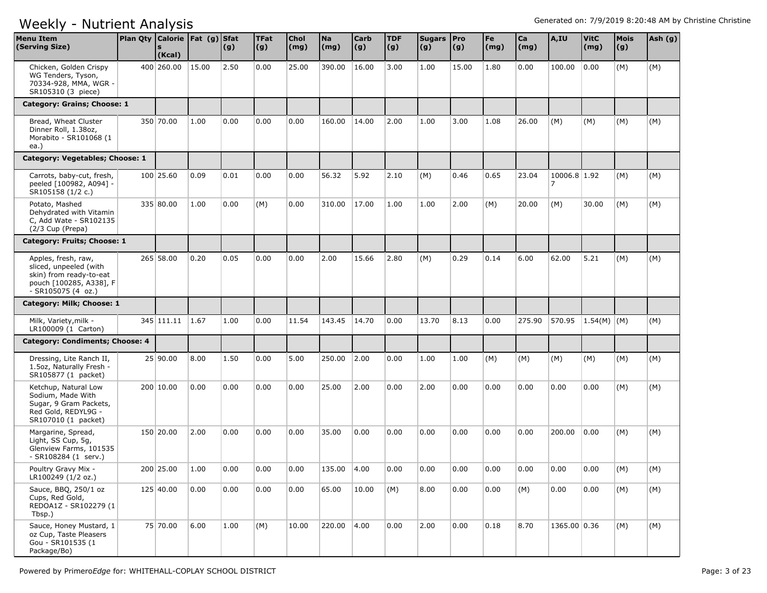# Weekly - Nutrient Analysis

Generated on: 7/9/2019 8:20:48 AM by Christine Christine

| Menu Item (Serving Size) | Plan Qty | Calories (Kcal) | Fat (g) | Sfat (g) | TFat (g) | Chol (mg) | Na (mg) | Carb (g) | TDF (g) | Sugars (g) | Pro (g) | Fe (mg) | Ca (mg) | A,IU | VitC (mg) | Mois (g) | Ash (g) |
|---|---|---|---|---|---|---|---|---|---|---|---|---|---|---|---|---|---|
| Chicken, Golden Crispy WG Tenders, Tyson, 70334-928, MMA, WGR - SR105310 (3 piece) | 400 | 260.00 | 15.00 | 2.50 | 0.00 | 25.00 | 390.00 | 16.00 | 3.00 | 1.00 | 15.00 | 1.80 | 0.00 | 100.00 | 0.00 | (M) | (M) |
| **Category: Grains; Choose: 1** | | | | | | | | | | | | | | | | | |
| Bread, Wheat Cluster Dinner Roll, 1.38oz, Morabito - SR101068 (1 ea.) | 350 | 70.00 | 1.00 | 0.00 | 0.00 | 0.00 | 160.00 | 14.00 | 2.00 | 1.00 | 3.00 | 1.08 | 26.00 | (M) | (M) | (M) | (M) |
| **Category: Vegetables; Choose: 1** | | | | | | | | | | | | | | | | | |
| Carrots, baby-cut, fresh, peeled [100982, A094] - SR105158 (1/2 c.) | 100 | 25.60 | 0.09 | 0.01 | 0.00 | 0.00 | 56.32 | 5.92 | 2.10 | (M) | 0.46 | 0.65 | 23.04 | 10006.87 | 1.92 | (M) | (M) |
| Potato, Mashed Dehydrated with Vitamin C, Add Wate - SR102135 (2/3 Cup (Prepa) | 335 | 80.00 | 1.00 | 0.00 | (M) | 0.00 | 310.00 | 17.00 | 1.00 | 1.00 | 2.00 | (M) | 20.00 | (M) | 30.00 | (M) | (M) |
| **Category: Fruits; Choose: 1** | | | | | | | | | | | | | | | | | |
| Apples, fresh, raw, sliced, unpeeled (with skin) from ready-to-eat pouch [100285, A338], F - SR105075 (4 oz.) | 265 | 58.00 | 0.20 | 0.05 | 0.00 | 0.00 | 2.00 | 15.66 | 2.80 | (M) | 0.29 | 0.14 | 6.00 | 62.00 | 5.21 | (M) | (M) |
| **Category: Milk; Choose: 1** | | | | | | | | | | | | | | | | | |
| Milk, Variety,milk - LR100009 (1 Carton) | 345 | 111.11 | 1.67 | 1.00 | 0.00 | 11.54 | 143.45 | 14.70 | 0.00 | 13.70 | 8.13 | 0.00 | 275.90 | 570.95 | 1.54(M) | (M) | (M) |
| **Category: Condiments; Choose: 4** | | | | | | | | | | | | | | | | | |
| Dressing, Lite Ranch II, 1.5oz, Naturally Fresh - SR105877 (1 packet) | 25 | 90.00 | 8.00 | 1.50 | 0.00 | 5.00 | 250.00 | 2.00 | 0.00 | 1.00 | 1.00 | (M) | (M) | (M) | (M) | (M) | (M) |
| Ketchup, Natural Low Sodium, Made With Sugar, 9 Gram Packets, Red Gold, REDYL9G - SR107010 (1 packet) | 200 | 10.00 | 0.00 | 0.00 | 0.00 | 0.00 | 25.00 | 2.00 | 0.00 | 2.00 | 0.00 | 0.00 | 0.00 | 0.00 | 0.00 | (M) | (M) |
| Margarine, Spread, Light, SS Cup, 5g, Glenview Farms, 101535 - SR108284 (1 serv.) | 150 | 20.00 | 2.00 | 0.00 | 0.00 | 0.00 | 35.00 | 0.00 | 0.00 | 0.00 | 0.00 | 0.00 | 0.00 | 200.00 | 0.00 | (M) | (M) |
| Poultry Gravy Mix - LR100249 (1/2 oz.) | 200 | 25.00 | 1.00 | 0.00 | 0.00 | 0.00 | 135.00 | 4.00 | 0.00 | 0.00 | 0.00 | 0.00 | 0.00 | 0.00 | 0.00 | (M) | (M) |
| Sauce, BBQ, 250/1 oz Cups, Red Gold, REDOA1Z - SR102279 (1 Tbsp.) | 125 | 40.00 | 0.00 | 0.00 | 0.00 | 0.00 | 65.00 | 10.00 | (M) | 8.00 | 0.00 | 0.00 | (M) | 0.00 | 0.00 | (M) | (M) |
| Sauce, Honey Mustard, 1 oz Cup, Taste Pleasers Gou - SR101535 (1 Package/Bo) | 75 | 70.00 | 6.00 | 1.00 | (M) | 10.00 | 220.00 | 4.00 | 0.00 | 2.00 | 0.00 | 0.18 | 8.70 | 1365.00 | 0.36 | (M) | (M) |

Powered by PrimeroEdge for: WHITEHALL-COPLAY SCHOOL DISTRICT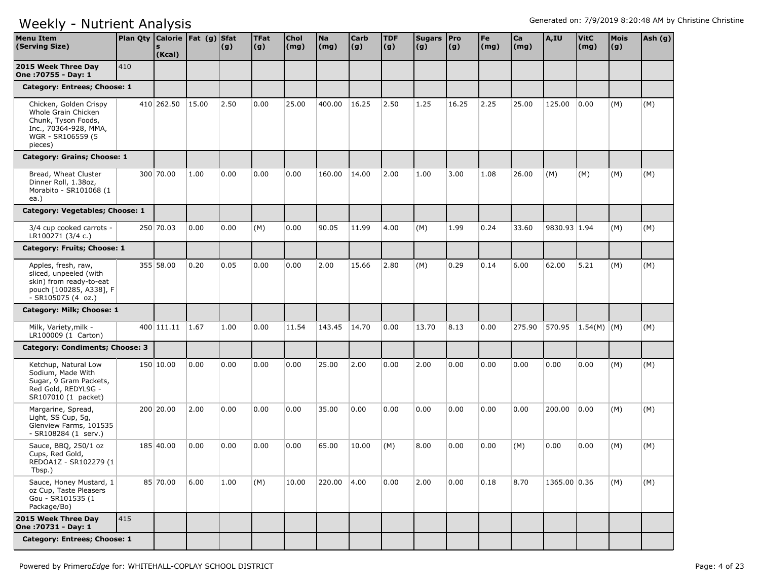# Weekly - Nutrient Analysis

Generated on: 7/9/2019 8:20:48 AM by Christine Christine

| Menu Item (Serving Size) | Plan Qty | Calories (Kcal) | Fat (g) | Sfat (g) | TFat (g) | Chol (mg) | Na (mg) | Carb (g) | TDF (g) | Sugars (g) | Pro (g) | Fe (mg) | Ca (mg) | A,IU | VitC (mg) | Mois (g) | Ash (g) |
|---|---|---|---|---|---|---|---|---|---|---|---|---|---|---|---|---|---|
| **2015 Week Three Day One :70755 - Day: 1** | 410 | | | | | | | | | | | | | | | | |
| **Category: Entrees; Choose: 1** | | | | | | | | | | | | | | | | | |
| Chicken, Golden Crispy Whole Grain Chicken Chunk, Tyson Foods, Inc., 70364-928, MMA, WGR - SR106559 (5 pieces) | | 410 262.50 | 15.00 | 2.50 | 0.00 | 25.00 | 400.00 | 16.25 | 2.50 | 1.25 | 16.25 | 2.25 | 25.00 | 125.00 | 0.00 | (M) | (M) |
| **Category: Grains; Choose: 1** | | | | | | | | | | | | | | | | | |
| Bread, Wheat Cluster Dinner Roll, 1.38oz, Morabito - SR101068 (1 ea.) | | 300 70.00 | 1.00 | 0.00 | 0.00 | 0.00 | 160.00 | 14.00 | 2.00 | 1.00 | 3.00 | 1.08 | 26.00 | (M) | (M) | (M) | (M) |
| **Category: Vegetables; Choose: 1** | | | | | | | | | | | | | | | | | |
| 3/4 cup cooked carrots - LR100271 (3/4 c.) | | 250 70.03 | 0.00 | 0.00 | (M) | 0.00 | 90.05 | 11.99 | 4.00 | (M) | 1.99 | 0.24 | 33.60 | 9830.93 | 1.94 | (M) | (M) |
| **Category: Fruits; Choose: 1** | | | | | | | | | | | | | | | | | |
| Apples, fresh, raw, sliced, unpeeled (with skin) from ready-to-eat pouch [100285, A338], F - SR105075 (4 oz.) | | 355 58.00 | 0.20 | 0.05 | 0.00 | 0.00 | 2.00 | 15.66 | 2.80 | (M) | 0.29 | 0.14 | 6.00 | 62.00 | 5.21 | (M) | (M) |
| **Category: Milk; Choose: 1** | | | | | | | | | | | | | | | | | |
| Milk, Variety,milk - LR100009 (1 Carton) | | 400 111.11 | 1.67 | 1.00 | 0.00 | 11.54 | 143.45 | 14.70 | 0.00 | 13.70 | 8.13 | 0.00 | 275.90 | 570.95 | 1.54(M) | (M) | (M) |
| **Category: Condiments; Choose: 3** | | | | | | | | | | | | | | | | | |
| Ketchup, Natural Low Sodium, Made With Sugar, 9 Gram Packets, Red Gold, REDYL9G - SR107010 (1 packet) | | 150 10.00 | 0.00 | 0.00 | 0.00 | 0.00 | 25.00 | 2.00 | 0.00 | 2.00 | 0.00 | 0.00 | 0.00 | 0.00 | 0.00 | (M) | (M) |
| Margarine, Spread, Light, SS Cup, 5g, Glenview Farms, 101535 - SR108284 (1 serv.) | | 200 20.00 | 2.00 | 0.00 | 0.00 | 0.00 | 35.00 | 0.00 | 0.00 | 0.00 | 0.00 | 0.00 | 0.00 | 200.00 | 0.00 | (M) | (M) |
| Sauce, BBQ, 250/1 oz Cups, Red Gold, REDOA1Z - SR102279 (1 Tbsp.) | | 185 40.00 | 0.00 | 0.00 | 0.00 | 0.00 | 65.00 | 10.00 | (M) | 8.00 | 0.00 | 0.00 | (M) | 0.00 | 0.00 | (M) | (M) |
| Sauce, Honey Mustard, 1 oz Cup, Taste Pleasers Gou - SR101535 (1 Package/Bo) | | 85 70.00 | 6.00 | 1.00 | (M) | 10.00 | 220.00 | 4.00 | 0.00 | 2.00 | 0.00 | 0.18 | 8.70 | 1365.00 | 0.36 | (M) | (M) |
| **2015 Week Three Day One :70731 - Day: 1** | 415 | | | | | | | | | | | | | | | | |
| **Category: Entrees; Choose: 1** | | | | | | | | | | | | | | | | | |

Powered by PrimeroEdge for: WHITEHALL-COPLAY SCHOOL DISTRICT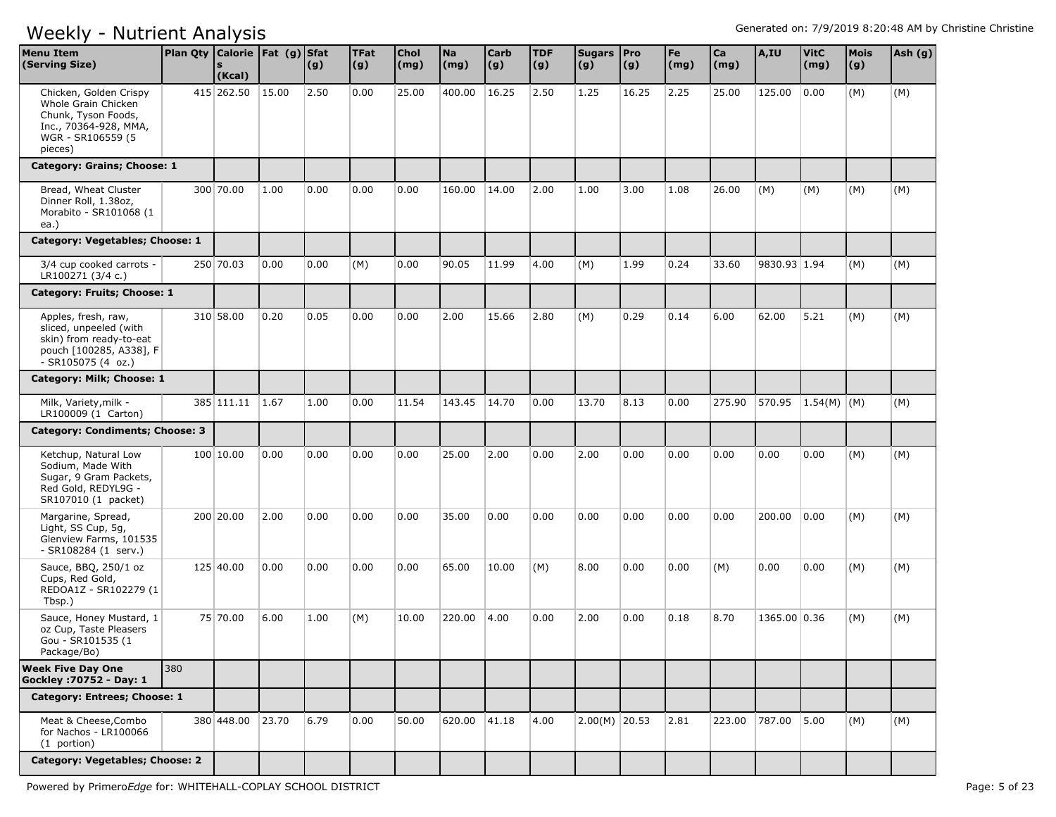# Weekly - Nutrient Analysis

Generated on: 7/9/2019 8:20:48 AM by Christine Christine

| Menu Item (Serving Size) | Plan Qty | Calories (Kcal) | Fat (g) | Sfat (g) | TFat (g) | Chol (mg) | Na (mg) | Carb (g) | TDF (g) | Sugars (g) | Pro (g) | Fe (mg) | Ca (mg) | A,IU | VitC (mg) | Mois (g) | Ash (g) |
|---|---|---|---|---|---|---|---|---|---|---|---|---|---|---|---|---|---|
| Chicken, Golden Crispy Whole Grain Chicken Chunk, Tyson Foods, Inc., 70364-928, MMA, WGR - SR106559 (5 pieces) | 415 | 262.50 | 15.00 | 2.50 | 0.00 | 25.00 | 400.00 | 16.25 | 2.50 | 1.25 | 16.25 | 2.25 | 25.00 | 125.00 | 0.00 | (M) | (M) |
| **Category: Grains; Choose: 1** | | | | | | | | | | | | | | | | | |
| Bread, Wheat Cluster Dinner Roll, 1.38oz, Morabito - SR101068 (1 ea.) | 300 | 70.00 | 1.00 | 0.00 | 0.00 | 0.00 | 160.00 | 14.00 | 2.00 | 1.00 | 3.00 | 1.08 | 26.00 | (M) | (M) | (M) | (M) |
| **Category: Vegetables; Choose: 1** | | | | | | | | | | | | | | | | | |
| 3/4 cup cooked carrots - LR100271 (3/4 c.) | 250 | 70.03 | 0.00 | 0.00 | (M) | 0.00 | 90.05 | 11.99 | 4.00 | (M) | 1.99 | 0.24 | 33.60 | 9830.93 | 1.94 | (M) | (M) |
| **Category: Fruits; Choose: 1** | | | | | | | | | | | | | | | | | |
| Apples, fresh, raw, sliced, unpeeled (with skin) from ready-to-eat pouch [100285, A338], F - SR105075 (4 oz.) | 310 | 58.00 | 0.20 | 0.05 | 0.00 | 0.00 | 2.00 | 15.66 | 2.80 | (M) | 0.29 | 0.14 | 6.00 | 62.00 | 5.21 | (M) | (M) |
| **Category: Milk; Choose: 1** | | | | | | | | | | | | | | | | | |
| Milk, Variety,milk - LR100009 (1 Carton) | 385 | 111.11 | 1.67 | 1.00 | 0.00 | 11.54 | 143.45 | 14.70 | 0.00 | 13.70 | 8.13 | 0.00 | 275.90 | 570.95 | 1.54(M) | (M) | (M) |
| **Category: Condiments; Choose: 3** | | | | | | | | | | | | | | | | | |
| Ketchup, Natural Low Sodium, Made With Sugar, 9 Gram Packets, Red Gold, REDYL9G - SR107010 (1 packet) | 100 | 10.00 | 0.00 | 0.00 | 0.00 | 0.00 | 25.00 | 2.00 | 0.00 | 2.00 | 0.00 | 0.00 | 0.00 | 0.00 | 0.00 | (M) | (M) |
| Margarine, Spread, Light, SS Cup, 5g, Glenview Farms, 101535 - SR108284 (1 serv.) | 200 | 20.00 | 2.00 | 0.00 | 0.00 | 0.00 | 35.00 | 0.00 | 0.00 | 0.00 | 0.00 | 0.00 | 0.00 | 200.00 | 0.00 | (M) | (M) |
| Sauce, BBQ, 250/1 oz Cups, Red Gold, REDOA1Z - SR102279 (1 Tbsp.) | 125 | 40.00 | 0.00 | 0.00 | 0.00 | 0.00 | 65.00 | 10.00 | (M) | 8.00 | 0.00 | 0.00 | (M) | 0.00 | 0.00 | (M) | (M) |
| Sauce, Honey Mustard, 1 oz Cup, Taste Pleasers Gou - SR101535 (1 Package/Bo) | 75 | 70.00 | 6.00 | 1.00 | (M) | 10.00 | 220.00 | 4.00 | 0.00 | 2.00 | 0.00 | 0.18 | 8.70 | 1365.00 | 0.36 | (M) | (M) |
| **Week Five Day One Gockley :70752 - Day: 1** | 380 | | | | | | | | | | | | | | | | |
| **Category: Entrees; Choose: 1** | | | | | | | | | | | | | | | | | |
| Meat & Cheese,Combo for Nachos - LR100066 (1 portion) | 380 | 448.00 | 23.70 | 6.79 | 0.00 | 50.00 | 620.00 | 41.18 | 4.00 | 2.00(M) | 20.53 | 2.81 | 223.00 | 787.00 | 5.00 | (M) | (M) |
| **Category: Vegetables; Choose: 2** | | | | | | | | | | | | | | | | | |

Powered by Primero*Edge* for: WHITEHALL-COPLAY SCHOOL DISTRICT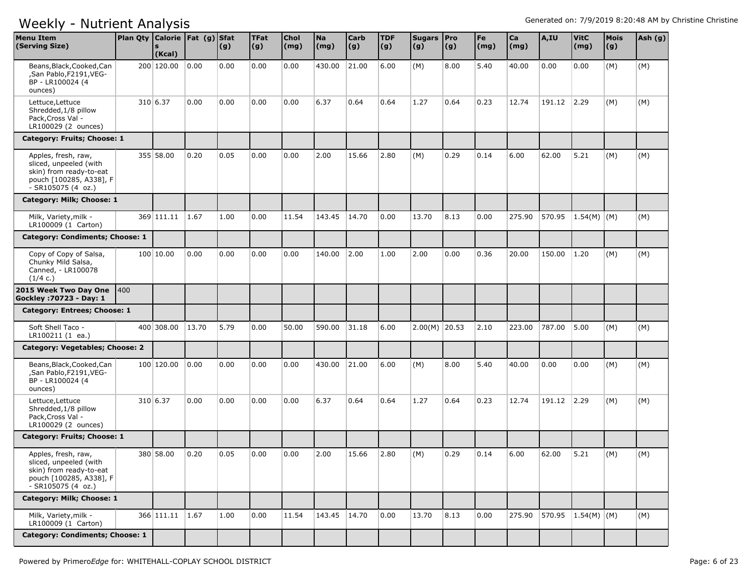# Weekly - Nutrient Analysis

Generated on: 7/9/2019 8:20:48 AM by Christine Christine

| Menu Item (Serving Size) | Plan Qty | Calories (Kcal) | Fat (g) | Sfat (g) | TFat (g) | Chol (mg) | Na (mg) | Carb (g) | TDF (g) | Sugars (g) | Pro (g) | Fe (mg) | Ca (mg) | A,IU | VitC (mg) | Mois (g) | Ash (g) |
|---|---|---|---|---|---|---|---|---|---|---|---|---|---|---|---|---|---|
| Beans,Black,Cooked,Can ,San Pablo,F2191,VEG-BP - LR100024 (4 ounces) | 200 | 120.00 | 0.00 | 0.00 | 0.00 | 0.00 | 430.00 | 21.00 | 6.00 | (M) | 8.00 | 5.40 | 40.00 | 0.00 | 0.00 | (M) | (M) |
| Lettuce,Lettuce Shredded,1/8 pillow Pack,Cross Val - LR100029 (2 ounces) | 310 | 6.37 | 0.00 | 0.00 | 0.00 | 0.00 | 6.37 | 0.64 | 0.64 | 1.27 | 0.64 | 0.23 | 12.74 | 191.12 | 2.29 | (M) | (M) |
| **Category: Fruits; Choose: 1** | | | | | | | | | | | | | | | | | |
| Apples, fresh, raw, sliced, unpeeled (with skin) from ready-to-eat pouch [100285, A338], F - SR105075 (4 oz.) | 355 | 58.00 | 0.20 | 0.05 | 0.00 | 0.00 | 2.00 | 15.66 | 2.80 | (M) | 0.29 | 0.14 | 6.00 | 62.00 | 5.21 | (M) | (M) |
| **Category: Milk; Choose: 1** | | | | | | | | | | | | | | | | | |
| Milk, Variety,milk - LR100009 (1 Carton) | 369 | 111.11 | 1.67 | 1.00 | 0.00 | 11.54 | 143.45 | 14.70 | 0.00 | 13.70 | 8.13 | 0.00 | 275.90 | 570.95 | 1.54(M) | (M) | (M) |
| **Category: Condiments; Choose: 1** | | | | | | | | | | | | | | | | | |
| Copy of Copy of Salsa, Chunky Mild Salsa, Canned, - LR100078 (1/4 c.) | 100 | 10.00 | 0.00 | 0.00 | 0.00 | 0.00 | 140.00 | 2.00 | 1.00 | 2.00 | 0.00 | 0.36 | 20.00 | 150.00 | 1.20 | (M) | (M) |
| **2015 Week Two Day One Gockley :70723 - Day: 1** | 400 | | | | | | | | | | | | | | | | |
| **Category: Entrees; Choose: 1** | | | | | | | | | | | | | | | | | |
| Soft Shell Taco - LR100211 (1 ea.) | 400 | 308.00 | 13.70 | 5.79 | 0.00 | 50.00 | 590.00 | 31.18 | 6.00 | 2.00(M) | 20.53 | 2.10 | 223.00 | 787.00 | 5.00 | (M) | (M) |
| **Category: Vegetables; Choose: 2** | | | | | | | | | | | | | | | | | |
| Beans,Black,Cooked,Can ,San Pablo,F2191,VEG-BP - LR100024 (4 ounces) | 100 | 120.00 | 0.00 | 0.00 | 0.00 | 0.00 | 430.00 | 21.00 | 6.00 | (M) | 8.00 | 5.40 | 40.00 | 0.00 | 0.00 | (M) | (M) |
| Lettuce,Lettuce Shredded,1/8 pillow Pack,Cross Val - LR100029 (2 ounces) | 310 | 6.37 | 0.00 | 0.00 | 0.00 | 0.00 | 6.37 | 0.64 | 0.64 | 1.27 | 0.64 | 0.23 | 12.74 | 191.12 | 2.29 | (M) | (M) |
| **Category: Fruits; Choose: 1** | | | | | | | | | | | | | | | | | |
| Apples, fresh, raw, sliced, unpeeled (with skin) from ready-to-eat pouch [100285, A338], F - SR105075 (4 oz.) | 380 | 58.00 | 0.20 | 0.05 | 0.00 | 0.00 | 2.00 | 15.66 | 2.80 | (M) | 0.29 | 0.14 | 6.00 | 62.00 | 5.21 | (M) | (M) |
| **Category: Milk; Choose: 1** | | | | | | | | | | | | | | | | | |
| Milk, Variety,milk - LR100009 (1 Carton) | 366 | 111.11 | 1.67 | 1.00 | 0.00 | 11.54 | 143.45 | 14.70 | 0.00 | 13.70 | 8.13 | 0.00 | 275.90 | 570.95 | 1.54(M) | (M) | (M) |
| **Category: Condiments; Choose: 1** | | | | | | | | | | | | | | | | | |

Powered by Primero*Edge* for: WHITEHALL-COPLAY SCHOOL DISTRICT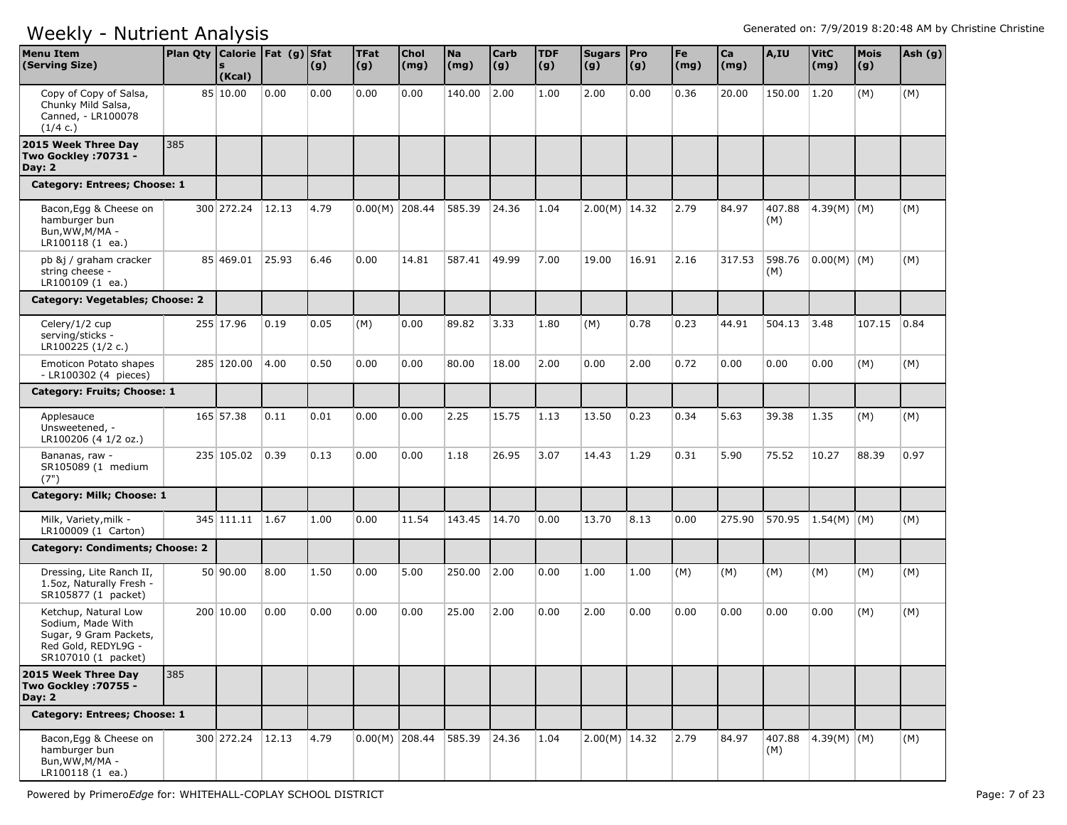# Weekly - Nutrient Analysis

| Menu Item (Serving Size) | Plan Qty | Calories (Kcal) | Fat (g) | Sfat (g) | TFat (g) | Chol (mg) | Na (mg) | Carb (g) | TDF (g) | Sugars (g) | Pro (g) | Fe (mg) | Ca (mg) | A,IU | VitC (mg) | Mois (g) | Ash (g) |
|---|---|---|---|---|---|---|---|---|---|---|---|---|---|---|---|---|---|
| Copy of Copy of Salsa, Chunky Mild Salsa, Canned, - LR100078 (1/4 c.) | 85 | 10.00 | 0.00 | 0.00 | 0.00 | 0.00 | 140.00 | 2.00 | 1.00 | 2.00 | 0.00 | 0.36 | 20.00 | 150.00 | 1.20 | (M) | (M) |
| **2015 Week Three Day Two Gockley :70731 - Day: 2** | 385 | | | | | | | | | | | | | | | | |
| **Category: Entrees; Choose: 1** | | | | | | | | | | | | | | | | | |
| Bacon,Egg & Cheese on hamburger bun Bun,WW,M/MA - LR100118 (1 ea.) | | 300 272.24 | 12.13 | 4.79 | 0.00(M) | 208.44 | 585.39 | 24.36 | 1.04 | 2.00(M) | 14.32 | 2.79 | 84.97 | 407.88 (M) | 4.39(M) | (M) | (M) |
| pb &j / graham cracker string cheese - LR100109 (1 ea.) | | 85 469.01 | 25.93 | 6.46 | 0.00 | 14.81 | 587.41 | 49.99 | 7.00 | 19.00 | 16.91 | 2.16 | 317.53 | 598.76 (M) | 0.00(M) | (M) | (M) |
| **Category: Vegetables; Choose: 2** | | | | | | | | | | | | | | | | | |
| Celery/1/2 cup serving/sticks - LR100225 (1/2 c.) | | 255 17.96 | 0.19 | 0.05 | (M) | 0.00 | 89.82 | 3.33 | 1.80 | (M) | 0.78 | 0.23 | 44.91 | 504.13 | 3.48 | 107.15 | 0.84 |
| Emoticon Potato shapes - LR100302 (4 pieces) | | 285 120.00 | 4.00 | 0.50 | 0.00 | 0.00 | 80.00 | 18.00 | 2.00 | 0.00 | 2.00 | 0.72 | 0.00 | 0.00 | 0.00 | (M) | (M) |
| **Category: Fruits; Choose: 1** | | | | | | | | | | | | | | | | | |
| Applesauce Unsweetened, - LR100206 (4 1/2 oz.) | | 165 57.38 | 0.11 | 0.01 | 0.00 | 0.00 | 2.25 | 15.75 | 1.13 | 13.50 | 0.23 | 0.34 | 5.63 | 39.38 | 1.35 | (M) | (M) |
| Bananas, raw - SR105089 (1 medium (7") | | 235 105.02 | 0.39 | 0.13 | 0.00 | 0.00 | 1.18 | 26.95 | 3.07 | 14.43 | 1.29 | 0.31 | 5.90 | 75.52 | 10.27 | 88.39 | 0.97 |
| **Category: Milk; Choose: 1** | | | | | | | | | | | | | | | | | |
| Milk, Variety,milk - LR100009 (1 Carton) | | 345 111.11 | 1.67 | 1.00 | 0.00 | 11.54 | 143.45 | 14.70 | 0.00 | 13.70 | 8.13 | 0.00 | 275.90 | 570.95 | 1.54(M) | (M) | (M) |
| **Category: Condiments; Choose: 2** | | | | | | | | | | | | | | | | | |
| Dressing, Lite Ranch II, 1.5oz, Naturally Fresh - SR105877 (1 packet) | | 50 90.00 | 8.00 | 1.50 | 0.00 | 5.00 | 250.00 | 2.00 | 0.00 | 1.00 | 1.00 | (M) | (M) | (M) | (M) | (M) | (M) |
| Ketchup, Natural Low Sodium, Made With Sugar, 9 Gram Packets, Red Gold, REDYL9G - SR107010 (1 packet) | | 200 10.00 | 0.00 | 0.00 | 0.00 | 0.00 | 25.00 | 2.00 | 0.00 | 2.00 | 0.00 | 0.00 | 0.00 | 0.00 | 0.00 | (M) | (M) |
| **2015 Week Three Day Two Gockley :70755 - Day: 2** | 385 | | | | | | | | | | | | | | | | |
| **Category: Entrees; Choose: 1** | | | | | | | | | | | | | | | | | |
| Bacon,Egg & Cheese on hamburger bun Bun,WW,M/MA - LR100118 (1 ea.) | | 300 272.24 | 12.13 | 4.79 | 0.00(M) | 208.44 | 585.39 | 24.36 | 1.04 | 2.00(M) | 14.32 | 2.79 | 84.97 | 407.88 (M) | 4.39(M) | (M) | (M) |

Powered by Primero*Edge* for: WHITEHALL-COPLAY SCHOOL DISTRICT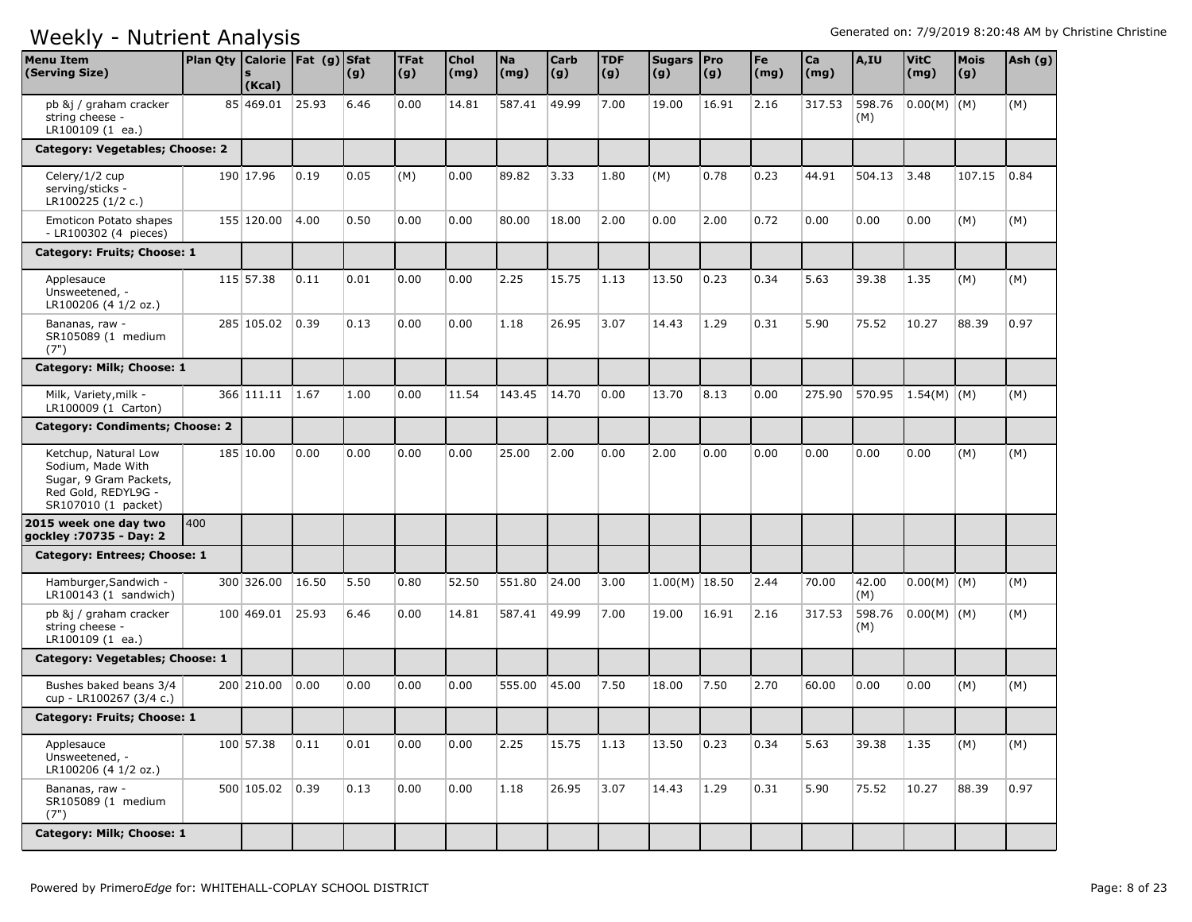# Weekly - Nutrient Analysis

Generated on: 7/9/2019 8:20:48 AM by Christine Christine

| Menu Item (Serving Size) | Plan Qty | Calories (Kcal) | Fat (g) | Sfat (g) | TFat (g) | Chol (mg) | Na (mg) | Carb (g) | TDF (g) | Sugars (g) | Pro (g) | Fe (mg) | Ca (mg) | A,IU | VitC (mg) | Mois (g) | Ash (g) |
|---|---|---|---|---|---|---|---|---|---|---|---|---|---|---|---|---|---|
| pb &j / graham cracker string cheese - LR100109 (1 ea.) | 85 | 469.01 | 25.93 | 6.46 | 0.00 | 14.81 | 587.41 | 49.99 | 7.00 | 19.00 | 16.91 | 2.16 | 317.53 | 598.76 (M) | 0.00(M) | (M) | (M) |
| **Category: Vegetables; Choose: 2** | | | | | | | | | | | | | | | | | |
| Celery/1/2 cup serving/sticks - LR100225 (1/2 c.) | 190 | 17.96 | 0.19 | 0.05 | (M) | 0.00 | 89.82 | 3.33 | 1.80 | (M) | 0.78 | 0.23 | 44.91 | 504.13 | 3.48 | 107.15 | 0.84 |
| Emoticon Potato shapes - LR100302 (4 pieces) | 155 | 120.00 | 4.00 | 0.50 | 0.00 | 0.00 | 80.00 | 18.00 | 2.00 | 0.00 | 2.00 | 0.72 | 0.00 | 0.00 | 0.00 | (M) | (M) |
| **Category: Fruits; Choose: 1** | | | | | | | | | | | | | | | | | |
| Applesauce Unsweetened, - LR100206 (4 1/2 oz.) | 115 | 57.38 | 0.11 | 0.01 | 0.00 | 0.00 | 2.25 | 15.75 | 1.13 | 13.50 | 0.23 | 0.34 | 5.63 | 39.38 | 1.35 | (M) | (M) |
| Bananas, raw - SR105089 (1 medium (7") | 285 | 105.02 | 0.39 | 0.13 | 0.00 | 0.00 | 1.18 | 26.95 | 3.07 | 14.43 | 1.29 | 0.31 | 5.90 | 75.52 | 10.27 | 88.39 | 0.97 |
| **Category: Milk; Choose: 1** | | | | | | | | | | | | | | | | | |
| Milk, Variety,milk - LR100009 (1 Carton) | 366 | 111.11 | 1.67 | 1.00 | 0.00 | 11.54 | 143.45 | 14.70 | 0.00 | 13.70 | 8.13 | 0.00 | 275.90 | 570.95 | 1.54(M) | (M) | (M) |
| **Category: Condiments; Choose: 2** | | | | | | | | | | | | | | | | | |
| Ketchup, Natural Low Sodium, Made With Sugar, 9 Gram Packets, Red Gold, REDYL9G - SR107010 (1 packet) | 185 | 10.00 | 0.00 | 0.00 | 0.00 | 0.00 | 25.00 | 2.00 | 0.00 | 2.00 | 0.00 | 0.00 | 0.00 | 0.00 | 0.00 | (M) | (M) |
| **2015 week one day two gockley :70735 - Day: 2** | 400 | | | | | | | | | | | | | | | | |
| **Category: Entrees; Choose: 1** | | | | | | | | | | | | | | | | | |
| Hamburger,Sandwich - LR100143 (1 sandwich) | 300 | 326.00 | 16.50 | 5.50 | 0.80 | 52.50 | 551.80 | 24.00 | 3.00 | 1.00(M) | 18.50 | 2.44 | 70.00 | 42.00 (M) | 0.00(M) | (M) | (M) |
| pb &j / graham cracker string cheese - LR100109 (1 ea.) | 100 | 469.01 | 25.93 | 6.46 | 0.00 | 14.81 | 587.41 | 49.99 | 7.00 | 19.00 | 16.91 | 2.16 | 317.53 | 598.76 (M) | 0.00(M) | (M) | (M) |
| **Category: Vegetables; Choose: 1** | | | | | | | | | | | | | | | | | |
| Bushes baked beans 3/4 cup - LR100267 (3/4 c.) | 200 | 210.00 | 0.00 | 0.00 | 0.00 | 0.00 | 555.00 | 45.00 | 7.50 | 18.00 | 7.50 | 2.70 | 60.00 | 0.00 | 0.00 | (M) | (M) |
| **Category: Fruits; Choose: 1** | | | | | | | | | | | | | | | | | |
| Applesauce Unsweetened, - LR100206 (4 1/2 oz.) | 100 | 57.38 | 0.11 | 0.01 | 0.00 | 0.00 | 2.25 | 15.75 | 1.13 | 13.50 | 0.23 | 0.34 | 5.63 | 39.38 | 1.35 | (M) | (M) |
| Bananas, raw - SR105089 (1 medium (7") | 500 | 105.02 | 0.39 | 0.13 | 0.00 | 0.00 | 1.18 | 26.95 | 3.07 | 14.43 | 1.29 | 0.31 | 5.90 | 75.52 | 10.27 | 88.39 | 0.97 |
| **Category: Milk; Choose: 1** | | | | | | | | | | | | | | | | | |

Powered by PrimeroEdge for: WHITEHALL-COPLAY SCHOOL DISTRICT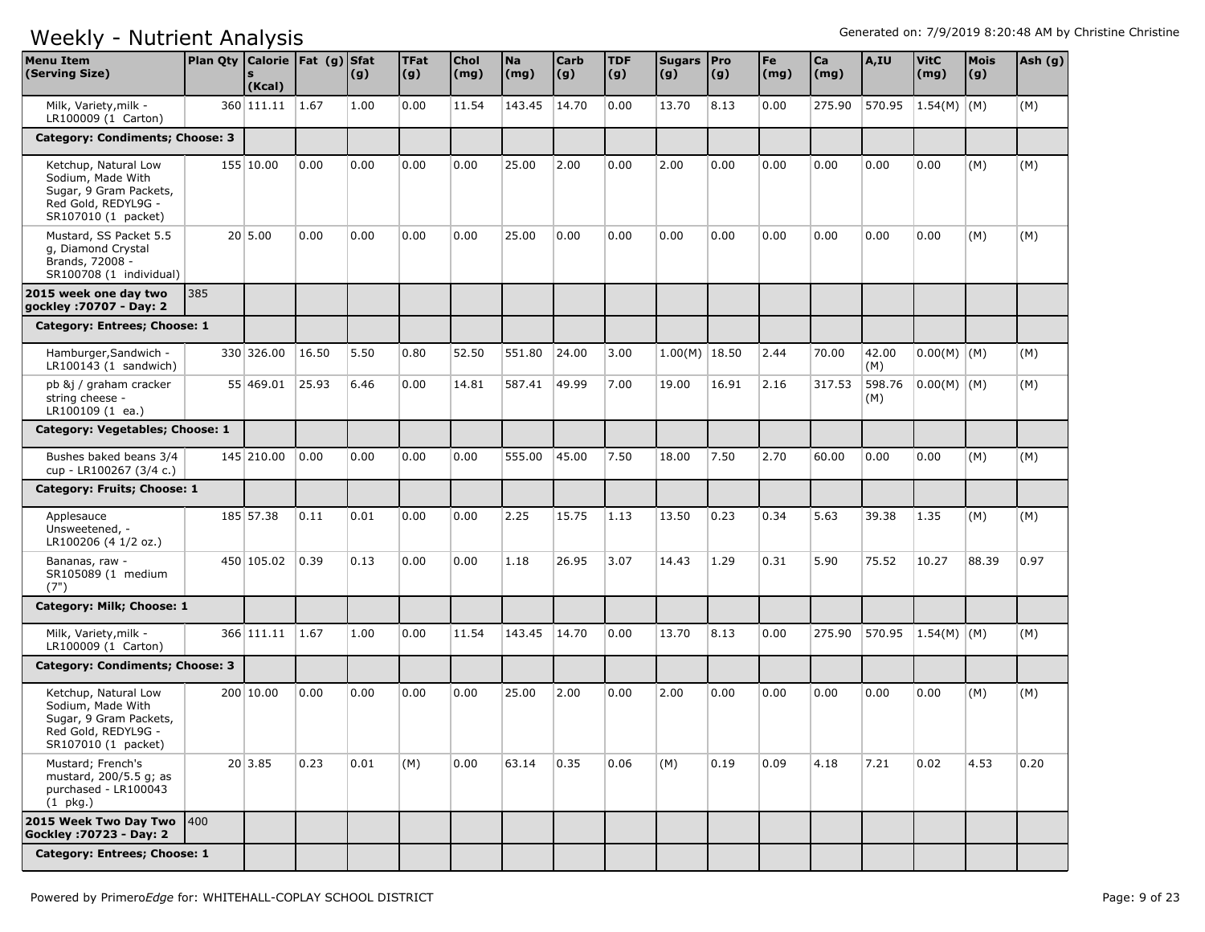# Weekly - Nutrient Analysis

Generated on: 7/9/2019 8:20:48 AM by Christine Christine

| Menu Item (Serving Size) | Plan Qty | Calories (Kcal) | Fat (g) | Sfat (g) | TFat (g) | Chol (mg) | Na (mg) | Carb (g) | TDF (g) | Sugars (g) | Pro (g) | Fe (mg) | Ca (mg) | A,IU | VitC (mg) | Mois (g) | Ash (g) |
|---|---|---|---|---|---|---|---|---|---|---|---|---|---|---|---|---|---|
| Milk, Variety,milk - LR100009 (1 Carton) | 360 | 111.11 | 1.67 | 1.00 | 0.00 | 11.54 | 143.45 | 14.70 | 0.00 | 13.70 | 8.13 | 0.00 | 275.90 | 570.95 | 1.54(M) | (M) | (M) |
| **Category: Condiments; Choose: 3** | | | | | | | | | | | | | | | | | |
| Ketchup, Natural Low Sodium, Made With Sugar, 9 Gram Packets, Red Gold, REDYL9G - SR107010 (1 packet) | 155 | 10.00 | 0.00 | 0.00 | 0.00 | 0.00 | 25.00 | 2.00 | 0.00 | 2.00 | 0.00 | 0.00 | 0.00 | 0.00 | 0.00 | (M) | (M) |
| Mustard, SS Packet 5.5 g, Diamond Crystal Brands, 72008 - SR100708 (1 individual) | 20 | 5.00 | 0.00 | 0.00 | 0.00 | 0.00 | 25.00 | 0.00 | 0.00 | 0.00 | 0.00 | 0.00 | 0.00 | 0.00 | 0.00 | (M) | (M) |
| **2015 week one day two gockley :70707 - Day: 2** | 385 | | | | | | | | | | | | | | | | |
| **Category: Entrees; Choose: 1** | | | | | | | | | | | | | | | | | |
| Hamburger,Sandwich - LR100143 (1 sandwich) | 330 | 326.00 | 16.50 | 5.50 | 0.80 | 52.50 | 551.80 | 24.00 | 3.00 | 1.00(M) | 18.50 | 2.44 | 70.00 | 42.00 (M) | 0.00(M) | (M) | (M) |
| pb &j / graham cracker string cheese - LR100109 (1 ea.) | 55 | 469.01 | 25.93 | 6.46 | 0.00 | 14.81 | 587.41 | 49.99 | 7.00 | 19.00 | 16.91 | 2.16 | 317.53 | 598.76 (M) | 0.00(M) | (M) | (M) |
| **Category: Vegetables; Choose: 1** | | | | | | | | | | | | | | | | | |
| Bushes baked beans 3/4 cup - LR100267 (3/4 c.) | 145 | 210.00 | 0.00 | 0.00 | 0.00 | 0.00 | 555.00 | 45.00 | 7.50 | 18.00 | 7.50 | 2.70 | 60.00 | 0.00 | 0.00 | (M) | (M) |
| **Category: Fruits; Choose: 1** | | | | | | | | | | | | | | | | | |
| Applesauce Unsweetened, - LR100206 (4 1/2 oz.) | 185 | 57.38 | 0.11 | 0.01 | 0.00 | 0.00 | 2.25 | 15.75 | 1.13 | 13.50 | 0.23 | 0.34 | 5.63 | 39.38 | 1.35 | (M) | (M) |
| Bananas, raw - SR105089 (1 medium (7") | 450 | 105.02 | 0.39 | 0.13 | 0.00 | 0.00 | 1.18 | 26.95 | 3.07 | 14.43 | 1.29 | 0.31 | 5.90 | 75.52 | 10.27 | 88.39 | 0.97 |
| **Category: Milk; Choose: 1** | | | | | | | | | | | | | | | | | |
| Milk, Variety,milk - LR100009 (1 Carton) | 366 | 111.11 | 1.67 | 1.00 | 0.00 | 11.54 | 143.45 | 14.70 | 0.00 | 13.70 | 8.13 | 0.00 | 275.90 | 570.95 | 1.54(M) | (M) | (M) |
| **Category: Condiments; Choose: 3** | | | | | | | | | | | | | | | | | |
| Ketchup, Natural Low Sodium, Made With Sugar, 9 Gram Packets, Red Gold, REDYL9G - SR107010 (1 packet) | 200 | 10.00 | 0.00 | 0.00 | 0.00 | 0.00 | 25.00 | 2.00 | 0.00 | 2.00 | 0.00 | 0.00 | 0.00 | 0.00 | 0.00 | (M) | (M) |
| Mustard; French's mustard, 200/5.5 g; as purchased - LR100043 (1 pkg.) | 20 | 3.85 | 0.23 | 0.01 | (M) | 0.00 | 63.14 | 0.35 | 0.06 | (M) | 0.19 | 0.09 | 4.18 | 7.21 | 0.02 | 4.53 | 0.20 |
| **2015 Week Two Day Two Gockley :70723 - Day: 2** | 400 | | | | | | | | | | | | | | | | |
| **Category: Entrees; Choose: 1** | | | | | | | | | | | | | | | | | |

Powered by Primero*Edge* for: WHITEHALL-COPLAY SCHOOL DISTRICT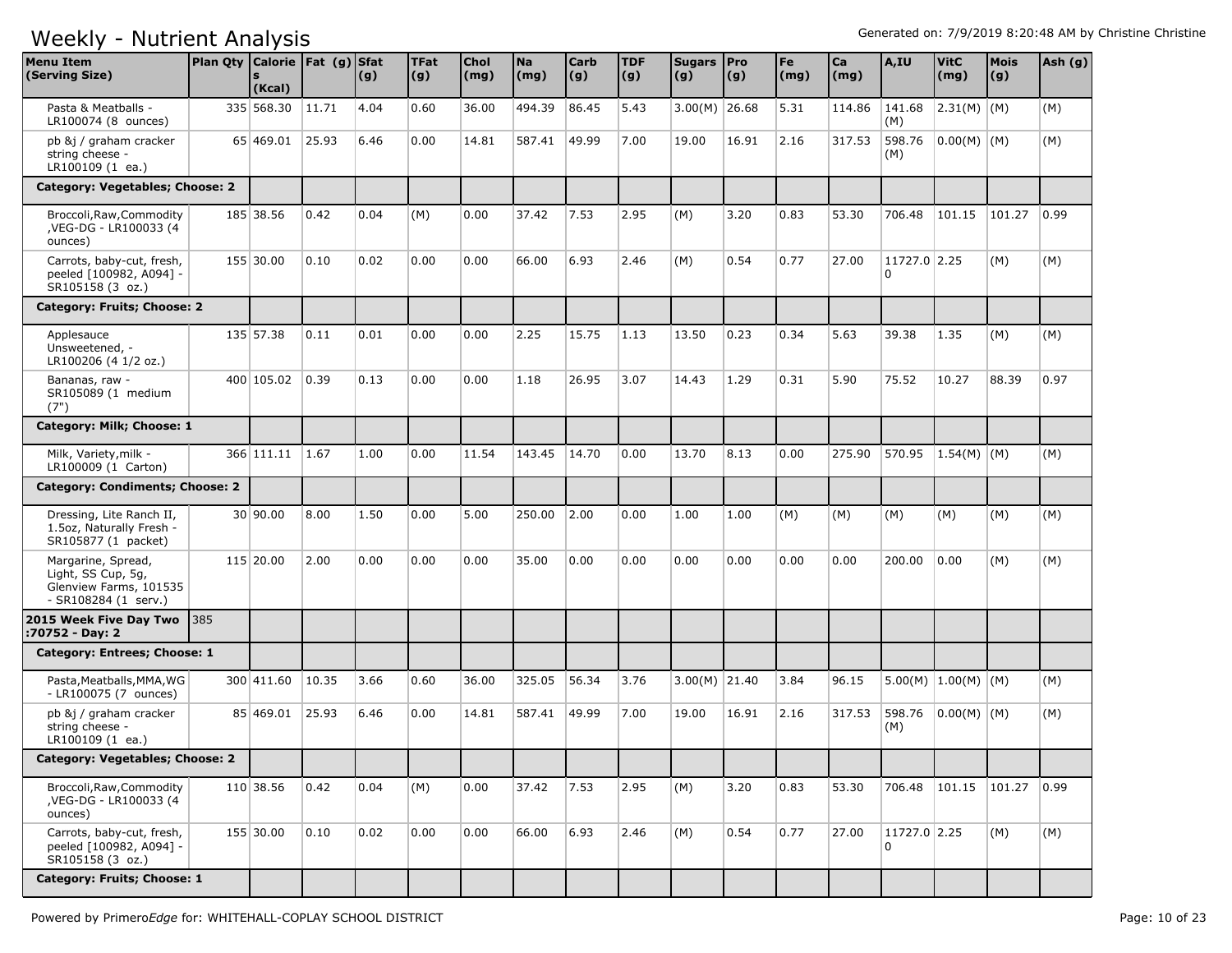# Weekly - Nutrient Analysis

Generated on: 7/9/2019 8:20:48 AM by Christine Christine

| Menu Item (Serving Size) | Plan Qty | Calories (Kcal) | Fat (g) | Sfat (g) | TFat (g) | Chol (mg) | Na (mg) | Carb (g) | TDF (g) | Sugars (g) | Pro (g) | Fe (mg) | Ca (mg) | A,IU | VitC (mg) | Mois (g) | Ash (g) |
|---|---|---|---|---|---|---|---|---|---|---|---|---|---|---|---|---|---|
| Pasta & Meatballs - LR100074 (8 ounces) | | 335 568.30 | 11.71 | 4.04 | 0.60 | 36.00 | 494.39 | 86.45 | 5.43 | 3.00(M) | 26.68 | 5.31 | 114.86 | 141.68 (M) | 2.31(M) | (M) | (M) |
| pb &j / graham cracker string cheese - LR100109 (1 ea.) | | 65 469.01 | 25.93 | 6.46 | 0.00 | 14.81 | 587.41 | 49.99 | 7.00 | 19.00 | 16.91 | 2.16 | 317.53 | 598.76 (M) | 0.00(M) | (M) | (M) |
| **Category: Vegetables; Choose: 2** | | | | | | | | | | | | | | | | | |
| Broccoli,Raw,Commodity ,VEG-DG - LR100033 (4 ounces) | | 185 38.56 | 0.42 | 0.04 | (M) | 0.00 | 37.42 | 7.53 | 2.95 | (M) | 3.20 | 0.83 | 53.30 | 706.48 | 101.15 | 101.27 | 0.99 |
| Carrots, baby-cut, fresh, peeled [100982, A094] - SR105158 (3 oz.) | | 155 30.00 | 0.10 | 0.02 | 0.00 | 0.00 | 66.00 | 6.93 | 2.46 | (M) | 0.54 | 0.77 | 27.00 | 11727.00 | 2.25 | (M) | (M) |
| **Category: Fruits; Choose: 2** | | | | | | | | | | | | | | | | | |
| Applesauce Unsweetened, - LR100206 (4 1/2 oz.) | | 135 57.38 | 0.11 | 0.01 | 0.00 | 0.00 | 2.25 | 15.75 | 1.13 | 13.50 | 0.23 | 0.34 | 5.63 | 39.38 | 1.35 | (M) | (M) |
| Bananas, raw - SR105089 (1 medium (7") | | 400 105.02 | 0.39 | 0.13 | 0.00 | 0.00 | 1.18 | 26.95 | 3.07 | 14.43 | 1.29 | 0.31 | 5.90 | 75.52 | 10.27 | 88.39 | 0.97 |
| **Category: Milk; Choose: 1** | | | | | | | | | | | | | | | | | |
| Milk, Variety,milk - LR100009 (1 Carton) | | 366 111.11 | 1.67 | 1.00 | 0.00 | 11.54 | 143.45 | 14.70 | 0.00 | 13.70 | 8.13 | 0.00 | 275.90 | 570.95 | 1.54(M) | (M) | (M) |
| **Category: Condiments; Choose: 2** | | | | | | | | | | | | | | | | | |
| Dressing, Lite Ranch II, 1.5oz, Naturally Fresh - SR105877 (1 packet) | | 30 90.00 | 8.00 | 1.50 | 0.00 | 5.00 | 250.00 | 2.00 | 0.00 | 1.00 | 1.00 | (M) | (M) | (M) | (M) | (M) | (M) |
| Margarine, Spread, Light, SS Cup, 5g, Glenview Farms, 101535 - SR108284 (1 serv.) | | 115 20.00 | 2.00 | 0.00 | 0.00 | 0.00 | 35.00 | 0.00 | 0.00 | 0.00 | 0.00 | 0.00 | 0.00 | 200.00 | 0.00 | (M) | (M) |
| **2015 Week Five Day Two :70752 - Day: 2** | 385 | | | | | | | | | | | | | | | | |
| **Category: Entrees; Choose: 1** | | | | | | | | | | | | | | | | | |
| Pasta,Meatballs,MMA,WG - LR100075 (7 ounces) | | 300 411.60 | 10.35 | 3.66 | 0.60 | 36.00 | 325.05 | 56.34 | 3.76 | 3.00(M) | 21.40 | 3.84 | 96.15 | 5.00(M) | 1.00(M) | (M) | (M) |
| pb &j / graham cracker string cheese - LR100109 (1 ea.) | | 85 469.01 | 25.93 | 6.46 | 0.00 | 14.81 | 587.41 | 49.99 | 7.00 | 19.00 | 16.91 | 2.16 | 317.53 | 598.76 (M) | 0.00(M) | (M) | (M) |
| **Category: Vegetables; Choose: 2** | | | | | | | | | | | | | | | | | |
| Broccoli,Raw,Commodity ,VEG-DG - LR100033 (4 ounces) | | 110 38.56 | 0.42 | 0.04 | (M) | 0.00 | 37.42 | 7.53 | 2.95 | (M) | 3.20 | 0.83 | 53.30 | 706.48 | 101.15 | 101.27 | 0.99 |
| Carrots, baby-cut, fresh, peeled [100982, A094] - SR105158 (3 oz.) | | 155 30.00 | 0.10 | 0.02 | 0.00 | 0.00 | 66.00 | 6.93 | 2.46 | (M) | 0.54 | 0.77 | 27.00 | 11727.00 | 2.25 | (M) | (M) |
| **Category: Fruits; Choose: 1** | | | | | | | | | | | | | | | | | |

Powered by PrimeroEdge for: WHITEHALL-COPLAY SCHOOL DISTRICT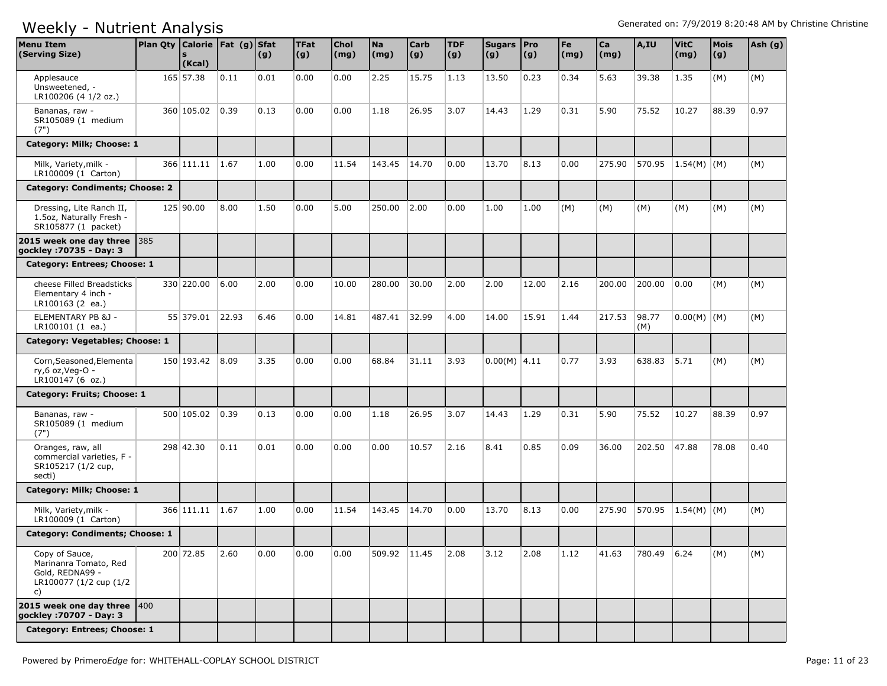# Weekly - Nutrient Analysis

| Menu Item (Serving Size) | Plan Qty | Calories (Kcal) | Fat (g) | Sfat (g) | TFat (g) | Chol (mg) | Na (mg) | Carb (g) | TDF (g) | Sugars (g) | Pro (g) | Fe (mg) | Ca (mg) | A,IU | VitC (mg) | Mois (g) | Ash (g) |
|---|---|---|---|---|---|---|---|---|---|---|---|---|---|---|---|---|---|
| Applesauce Unsweetened, - LR100206 (4 1/2 oz.) | | 165 57.38 | 0.11 | 0.01 | 0.00 | 0.00 | 2.25 | 15.75 | 1.13 | 13.50 | 0.23 | 0.34 | 5.63 | 39.38 | 1.35 | (M) | (M) |
| Bananas, raw - SR105089 (1 medium (7") | | 360 105.02 | 0.39 | 0.13 | 0.00 | 0.00 | 1.18 | 26.95 | 3.07 | 14.43 | 1.29 | 0.31 | 5.90 | 75.52 | 10.27 | 88.39 | 0.97 |
| **Category: Milk; Choose: 1** | | | | | | | | | | | | | | | | | |
| Milk, Variety,milk - LR100009 (1 Carton) | | 366 111.11 | 1.67 | 1.00 | 0.00 | 11.54 | 143.45 | 14.70 | 0.00 | 13.70 | 8.13 | 0.00 | 275.90 | 570.95 | 1.54(M) | (M) | (M) |
| **Category: Condiments; Choose: 2** | | | | | | | | | | | | | | | | | |
| Dressing, Lite Ranch II, 1.5oz, Naturally Fresh - SR105877 (1 packet) | | 125 90.00 | 8.00 | 1.50 | 0.00 | 5.00 | 250.00 | 2.00 | 0.00 | 1.00 | 1.00 | (M) | (M) | (M) | (M) | (M) | (M) |
| **2015 week one day three gockley :70735 - Day: 3** | 385 | | | | | | | | | | | | | | | | |
| **Category: Entrees; Choose: 1** | | | | | | | | | | | | | | | | | |
| cheese Filled Breadsticks Elementary 4 inch - LR100163 (2 ea.) | | 330 220.00 | 6.00 | 2.00 | 0.00 | 10.00 | 280.00 | 30.00 | 2.00 | 2.00 | 12.00 | 2.16 | 200.00 | 200.00 | 0.00 | (M) | (M) |
| ELEMENTARY PB &J - LR100101 (1 ea.) | | 55 379.01 | 22.93 | 6.46 | 0.00 | 14.81 | 487.41 | 32.99 | 4.00 | 14.00 | 15.91 | 1.44 | 217.53 | 98.77 (M) | 0.00(M) | (M) | (M) |
| **Category: Vegetables; Choose: 1** | | | | | | | | | | | | | | | | | |
| Corn,Seasoned,Elementary,6 oz,Veg-O - LR100147 (6 oz.) | | 150 193.42 | 8.09 | 3.35 | 0.00 | 0.00 | 68.84 | 31.11 | 3.93 | 0.00(M) | 4.11 | 0.77 | 3.93 | 638.83 | 5.71 | (M) | (M) |
| **Category: Fruits; Choose: 1** | | | | | | | | | | | | | | | | | |
| Bananas, raw - SR105089 (1 medium (7") | | 500 105.02 | 0.39 | 0.13 | 0.00 | 0.00 | 1.18 | 26.95 | 3.07 | 14.43 | 1.29 | 0.31 | 5.90 | 75.52 | 10.27 | 88.39 | 0.97 |
| Oranges, raw, all commercial varieties, F - SR105217 (1/2 cup, secti) | | 298 42.30 | 0.11 | 0.01 | 0.00 | 0.00 | 0.00 | 10.57 | 2.16 | 8.41 | 0.85 | 0.09 | 36.00 | 202.50 | 47.88 | 78.08 | 0.40 |
| **Category: Milk; Choose: 1** | | | | | | | | | | | | | | | | | |
| Milk, Variety,milk - LR100009 (1 Carton) | | 366 111.11 | 1.67 | 1.00 | 0.00 | 11.54 | 143.45 | 14.70 | 0.00 | 13.70 | 8.13 | 0.00 | 275.90 | 570.95 | 1.54(M) | (M) | (M) |
| **Category: Condiments; Choose: 1** | | | | | | | | | | | | | | | | | |
| Copy of Sauce, Marinanra Tomato, Red Gold, REDNA99 - LR100077 (1/2 cup (1/2 c) | | 200 72.85 | 2.60 | 0.00 | 0.00 | 0.00 | 509.92 | 11.45 | 2.08 | 3.12 | 2.08 | 1.12 | 41.63 | 780.49 | 6.24 | (M) | (M) |
| **2015 week one day three gockley :70707 - Day: 3** | 400 | | | | | | | | | | | | | | | | |
| **Category: Entrees; Choose: 1** | | | | | | | | | | | | | | | | | |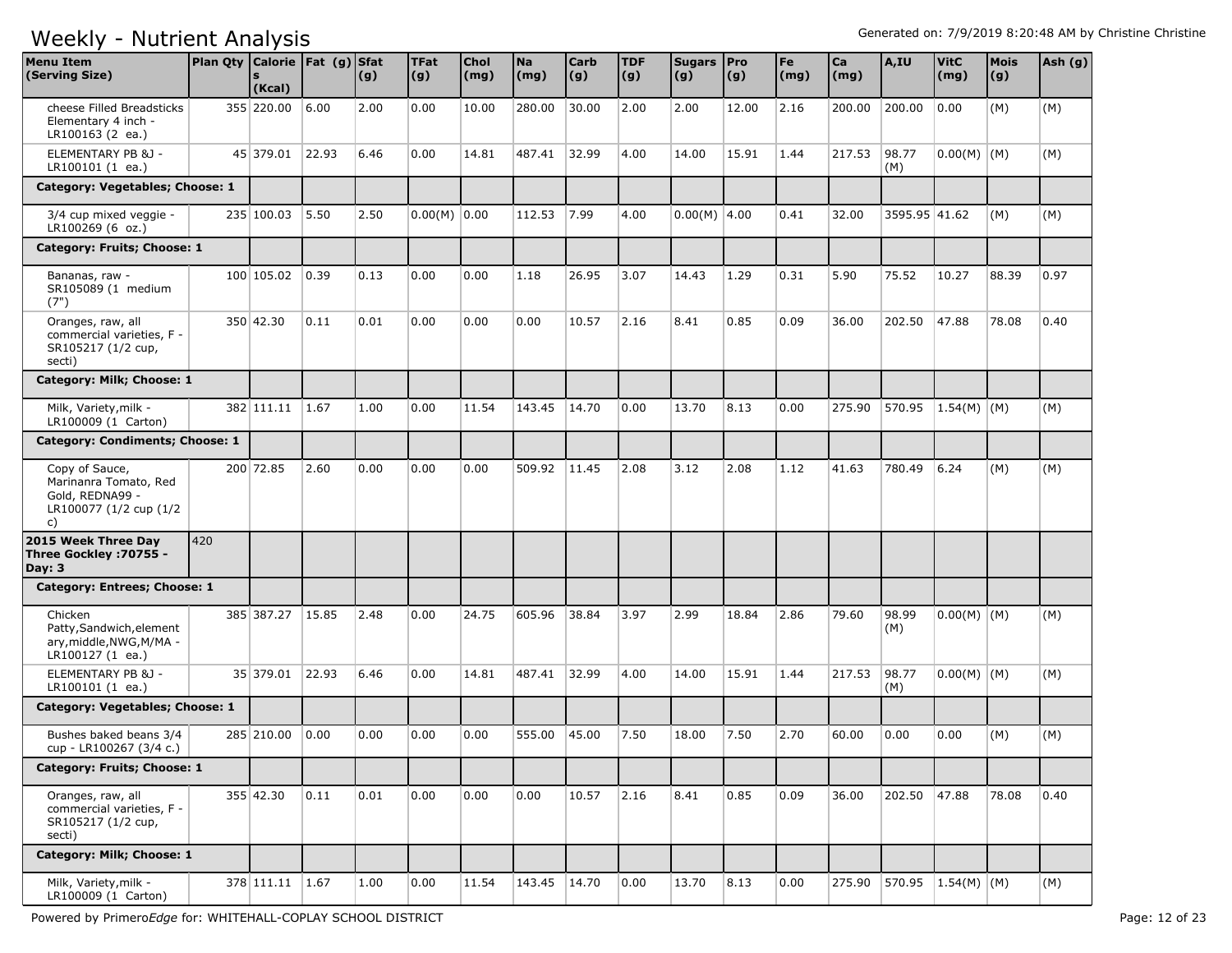# Weekly - Nutrient Analysis

Generated on: 7/9/2019 8:20:48 AM by Christine Christine

| Menu Item (Serving Size) | Plan Qty | Calories (Kcal) | Fat (g) | Sfat (g) | TFat (g) | Chol (mg) | Na (mg) | Carb (g) | TDF (g) | Sugars (g) | Pro (g) | Fe (mg) | Ca (mg) | A,IU | VitC (mg) | Mois (g) | Ash (g) |
|---|---|---|---|---|---|---|---|---|---|---|---|---|---|---|---|---|---|
| cheese Filled Breadsticks Elementary 4 inch - LR100163 (2 ea.) | 355 | 220.00 | 6.00 | 2.00 | 0.00 | 10.00 | 280.00 | 30.00 | 2.00 | 2.00 | 12.00 | 2.16 | 200.00 | 200.00 | 0.00 | (M) | (M) |
| ELEMENTARY PB &J - LR100101 (1 ea.) | 45 | 379.01 | 22.93 | 6.46 | 0.00 | 14.81 | 487.41 | 32.99 | 4.00 | 14.00 | 15.91 | 1.44 | 217.53 | 98.77 (M) | 0.00(M) | (M) | (M) |
| **Category: Vegetables; Choose: 1** | | | | | | | | | | | | | | | | | |
| 3/4 cup mixed veggie - LR100269 (6 oz.) | 235 | 100.03 | 5.50 | 2.50 | 0.00(M) | 0.00 | 112.53 | 7.99 | 4.00 | 0.00(M) | 4.00 | 0.41 | 32.00 | 3595.95 | 41.62 | (M) | (M) |
| **Category: Fruits; Choose: 1** | | | | | | | | | | | | | | | | | |
| Bananas, raw - SR105089 (1 medium (7") | 100 | 105.02 | 0.39 | 0.13 | 0.00 | 0.00 | 1.18 | 26.95 | 3.07 | 14.43 | 1.29 | 0.31 | 5.90 | 75.52 | 10.27 | 88.39 | 0.97 |
| Oranges, raw, all commercial varieties, F - SR105217 (1/2 cup, secti) | 350 | 42.30 | 0.11 | 0.01 | 0.00 | 0.00 | 0.00 | 10.57 | 2.16 | 8.41 | 0.85 | 0.09 | 36.00 | 202.50 | 47.88 | 78.08 | 0.40 |
| **Category: Milk; Choose: 1** | | | | | | | | | | | | | | | | | |
| Milk, Variety,milk - LR100009 (1 Carton) | 382 | 111.11 | 1.67 | 1.00 | 0.00 | 11.54 | 143.45 | 14.70 | 0.00 | 13.70 | 8.13 | 0.00 | 275.90 | 570.95 | 1.54(M) | (M) | (M) |
| **Category: Condiments; Choose: 1** | | | | | | | | | | | | | | | | | |
| Copy of Sauce, Marinanra Tomato, Red Gold, REDNA99 - LR100077 (1/2 cup (1/2 c) | 200 | 72.85 | 2.60 | 0.00 | 0.00 | 0.00 | 509.92 | 11.45 | 2.08 | 3.12 | 2.08 | 1.12 | 41.63 | 780.49 | 6.24 | (M) | (M) |
| **2015 Week Three Day Three Gockley :70755 - Day: 3** | 420 | | | | | | | | | | | | | | | | |
| **Category: Entrees; Choose: 1** | | | | | | | | | | | | | | | | | |
| Chicken Patty,Sandwich,elementary,middle,NWG,M/MA - LR100127 (1 ea.) | 385 | 387.27 | 15.85 | 2.48 | 0.00 | 24.75 | 605.96 | 38.84 | 3.97 | 2.99 | 18.84 | 2.86 | 79.60 | 98.99 (M) | 0.00(M) | (M) | (M) |
| ELEMENTARY PB &J - LR100101 (1 ea.) | 35 | 379.01 | 22.93 | 6.46 | 0.00 | 14.81 | 487.41 | 32.99 | 4.00 | 14.00 | 15.91 | 1.44 | 217.53 | 98.77 (M) | 0.00(M) | (M) | (M) |
| **Category: Vegetables; Choose: 1** | | | | | | | | | | | | | | | | | |
| Bushes baked beans 3/4 cup - LR100267 (3/4 c.) | 285 | 210.00 | 0.00 | 0.00 | 0.00 | 0.00 | 555.00 | 45.00 | 7.50 | 18.00 | 7.50 | 2.70 | 60.00 | 0.00 | 0.00 | (M) | (M) |
| **Category: Fruits; Choose: 1** | | | | | | | | | | | | | | | | | |
| Oranges, raw, all commercial varieties, F - SR105217 (1/2 cup, secti) | 355 | 42.30 | 0.11 | 0.01 | 0.00 | 0.00 | 0.00 | 10.57 | 2.16 | 8.41 | 0.85 | 0.09 | 36.00 | 202.50 | 47.88 | 78.08 | 0.40 |
| **Category: Milk; Choose: 1** | | | | | | | | | | | | | | | | | |
| Milk, Variety,milk - LR100009 (1 Carton) | 378 | 111.11 | 1.67 | 1.00 | 0.00 | 11.54 | 143.45 | 14.70 | 0.00 | 13.70 | 8.13 | 0.00 | 275.90 | 570.95 | 1.54(M) | (M) | (M) |

Powered by PrimeroEdge for: WHITEHALL-COPLAY SCHOOL DISTRICT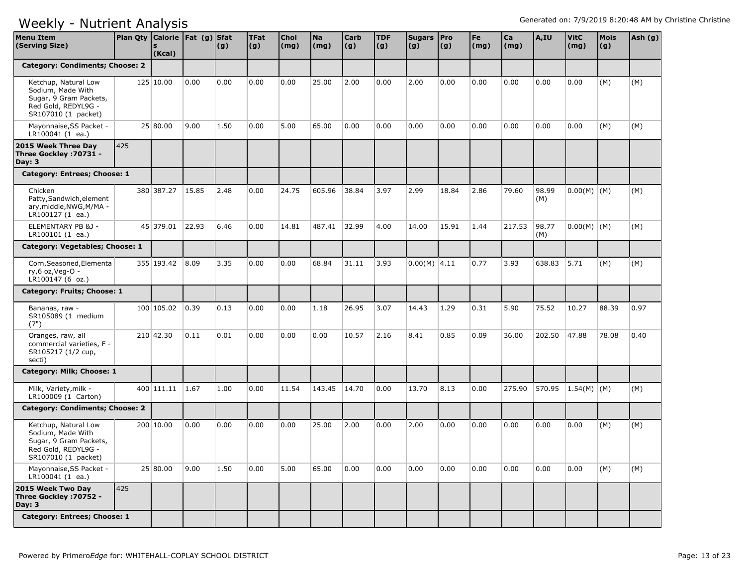# Weekly - Nutrient Analysis

Generated on: 7/9/2019 8:20:48 AM by Christine Christine

| Menu Item (Serving Size) | Plan Qty | Calories (Kcal) | Fat (g) | Sfat (g) | TFat (g) | Chol (mg) | Na (mg) | Carb (g) | TDF (g) | Sugars (g) | Pro (g) | Fe (mg) | Ca (mg) | A,IU | VitC (mg) | Mois (g) | Ash (g) |
|---|---|---|---|---|---|---|---|---|---|---|---|---|---|---|---|---|---|
| **Category: Condiments; Choose: 2** | | | | | | | | | | | | | | | | | |
| Ketchup, Natural Low Sodium, Made With Sugar, 9 Gram Packets, Red Gold, REDYL9G - SR107010 (1 packet) | 125 | 10.00 | 0.00 | 0.00 | 0.00 | 0.00 | 25.00 | 2.00 | 0.00 | 2.00 | 0.00 | 0.00 | 0.00 | 0.00 | 0.00 | (M) | (M) |
| Mayonnaise,SS Packet - LR100041 (1 ea.) | 25 | 80.00 | 9.00 | 1.50 | 0.00 | 5.00 | 65.00 | 0.00 | 0.00 | 0.00 | 0.00 | 0.00 | 0.00 | 0.00 | 0.00 | (M) | (M) |
| **2015 Week Three Day Three Gockley :70731 - Day: 3** | 425 | | | | | | | | | | | | | | | | |
| **Category: Entrees; Choose: 1** | | | | | | | | | | | | | | | | | |
| Chicken Patty,Sandwich,elementary,middle,NWG,M/MA - LR100127 (1 ea.) | 380 | 387.27 | 15.85 | 2.48 | 0.00 | 24.75 | 605.96 | 38.84 | 3.97 | 2.99 | 18.84 | 2.86 | 79.60 | 98.99 (M) | 0.00(M) | (M) | (M) |
| ELEMENTARY PB &J - LR100101 (1 ea.) | 45 | 379.01 | 22.93 | 6.46 | 0.00 | 14.81 | 487.41 | 32.99 | 4.00 | 14.00 | 15.91 | 1.44 | 217.53 | 98.77 (M) | 0.00(M) | (M) | (M) |
| **Category: Vegetables; Choose: 1** | | | | | | | | | | | | | | | | | |
| Corn,Seasoned,Elementary,6 oz,Veg-O - LR100147 (6 oz.) | 355 | 193.42 | 8.09 | 3.35 | 0.00 | 0.00 | 68.84 | 31.11 | 3.93 | 0.00(M) | 4.11 | 0.77 | 3.93 | 638.83 | 5.71 | (M) | (M) |
| **Category: Fruits; Choose: 1** | | | | | | | | | | | | | | | | | |
| Bananas, raw - SR105089 (1 medium (7") | 100 | 105.02 | 0.39 | 0.13 | 0.00 | 0.00 | 1.18 | 26.95 | 3.07 | 14.43 | 1.29 | 0.31 | 5.90 | 75.52 | 10.27 | 88.39 | 0.97 |
| Oranges, raw, all commercial varieties, F - SR105217 (1/2 cup, secti) | 210 | 42.30 | 0.11 | 0.01 | 0.00 | 0.00 | 0.00 | 10.57 | 2.16 | 8.41 | 0.85 | 0.09 | 36.00 | 202.50 | 47.88 | 78.08 | 0.40 |
| **Category: Milk; Choose: 1** | | | | | | | | | | | | | | | | | |
| Milk, Variety,milk - LR100009 (1 Carton) | 400 | 111.11 | 1.67 | 1.00 | 0.00 | 11.54 | 143.45 | 14.70 | 0.00 | 13.70 | 8.13 | 0.00 | 275.90 | 570.95 | 1.54(M) | (M) | (M) |
| **Category: Condiments; Choose: 2** | | | | | | | | | | | | | | | | | |
| Ketchup, Natural Low Sodium, Made With Sugar, 9 Gram Packets, Red Gold, REDYL9G - SR107010 (1 packet) | 200 | 10.00 | 0.00 | 0.00 | 0.00 | 0.00 | 25.00 | 2.00 | 0.00 | 2.00 | 0.00 | 0.00 | 0.00 | 0.00 | 0.00 | (M) | (M) |
| Mayonnaise,SS Packet - LR100041 (1 ea.) | 25 | 80.00 | 9.00 | 1.50 | 0.00 | 5.00 | 65.00 | 0.00 | 0.00 | 0.00 | 0.00 | 0.00 | 0.00 | 0.00 | 0.00 | (M) | (M) |
| **2015 Week Two Day Three Gockley :70752 - Day: 3** | 425 | | | | | | | | | | | | | | | | |
| **Category: Entrees; Choose: 1** | | | | | | | | | | | | | | | | | |

Powered by PrimeroEdge for: WHITEHALL-COPLAY SCHOOL DISTRICT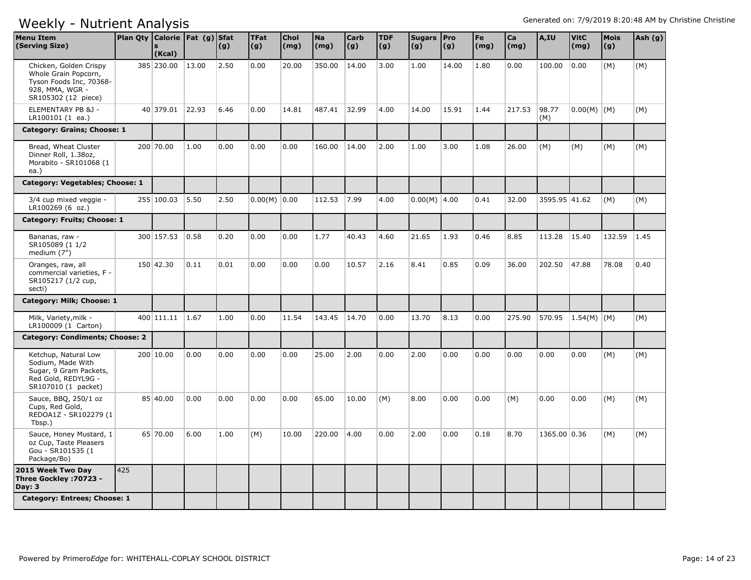# Weekly - Nutrient Analysis

| Menu Item (Serving Size) | Plan Qty | Calories (Kcal) | Fat (g) | Sfat (g) | TFat (g) | Chol (mg) | Na (mg) | Carb (g) | TDF (g) | Sugars (g) | Pro (g) | Fe (mg) | Ca (mg) | A,IU | VitC (mg) | Mois (g) | Ash (g) |
|---|---|---|---|---|---|---|---|---|---|---|---|---|---|---|---|---|---|
| Chicken, Golden Crispy Whole Grain Popcorn, Tyson Foods Inc, 70368-928, MMA, WGR - SR105302 (12 piece) | 385 | 230.00 | 13.00 | 2.50 | 0.00 | 20.00 | 350.00 | 14.00 | 3.00 | 1.00 | 14.00 | 1.80 | 0.00 | 100.00 | 0.00 | (M) | (M) |
| ELEMENTARY PB &J - LR100101 (1 ea.) | 40 | 379.01 | 22.93 | 6.46 | 0.00 | 14.81 | 487.41 | 32.99 | 4.00 | 14.00 | 15.91 | 1.44 | 217.53 | 98.77 (M) | 0.00(M) | (M) | (M) |
| **Category: Grains; Choose: 1** | | | | | | | | | | | | | | | | | |
| Bread, Wheat Cluster Dinner Roll, 1.38oz, Morabito - SR101068 (1 ea.) | 200 | 70.00 | 1.00 | 0.00 | 0.00 | 0.00 | 160.00 | 14.00 | 2.00 | 1.00 | 3.00 | 1.08 | 26.00 | (M) | (M) | (M) | (M) |
| **Category: Vegetables; Choose: 1** | | | | | | | | | | | | | | | | | |
| 3/4 cup mixed veggie - LR100269 (6 oz.) | 255 | 100.03 | 5.50 | 2.50 | 0.00(M) | 0.00 | 112.53 | 7.99 | 4.00 | 0.00(M) | 4.00 | 0.41 | 32.00 | 3595.95 | 41.62 | (M) | (M) |
| **Category: Fruits; Choose: 1** | | | | | | | | | | | | | | | | | |
| Bananas, raw - SR105089 (1 1/2 medium (7") | 300 | 157.53 | 0.58 | 0.20 | 0.00 | 0.00 | 1.77 | 40.43 | 4.60 | 21.65 | 1.93 | 0.46 | 8.85 | 113.28 | 15.40 | 132.59 | 1.45 |
| Oranges, raw, all commercial varieties, F - SR105217 (1/2 cup, secti) | 150 | 42.30 | 0.11 | 0.01 | 0.00 | 0.00 | 0.00 | 10.57 | 2.16 | 8.41 | 0.85 | 0.09 | 36.00 | 202.50 | 47.88 | 78.08 | 0.40 |
| **Category: Milk; Choose: 1** | | | | | | | | | | | | | | | | | |
| Milk, Variety,milk - LR100009 (1 Carton) | 400 | 111.11 | 1.67 | 1.00 | 0.00 | 11.54 | 143.45 | 14.70 | 0.00 | 13.70 | 8.13 | 0.00 | 275.90 | 570.95 | 1.54(M) | (M) | (M) |
| **Category: Condiments; Choose: 2** | | | | | | | | | | | | | | | | | |
| Ketchup, Natural Low Sodium, Made With Sugar, 9 Gram Packets, Red Gold, REDYL9G - SR107010 (1 packet) | 200 | 10.00 | 0.00 | 0.00 | 0.00 | 0.00 | 25.00 | 2.00 | 0.00 | 2.00 | 0.00 | 0.00 | 0.00 | 0.00 | 0.00 | (M) | (M) |
| Sauce, BBQ, 250/1 oz Cups, Red Gold, REDOA1Z - SR102279 (1 Tbsp.) | 85 | 40.00 | 0.00 | 0.00 | 0.00 | 0.00 | 65.00 | 10.00 | (M) | 8.00 | 0.00 | 0.00 | (M) | 0.00 | 0.00 | (M) | (M) |
| Sauce, Honey Mustard, 1 oz Cup, Taste Pleasers Gou - SR101535 (1 Package/Bo) | 65 | 70.00 | 6.00 | 1.00 | (M) | 10.00 | 220.00 | 4.00 | 0.00 | 2.00 | 0.00 | 0.18 | 8.70 | 1365.00 | 0.36 | (M) | (M) |
| **2015 Week Two Day Three Gockley :70723 - Day: 3** | 425 | | | | | | | | | | | | | | | | |
| **Category: Entrees; Choose: 1** | | | | | | | | | | | | | | | | | |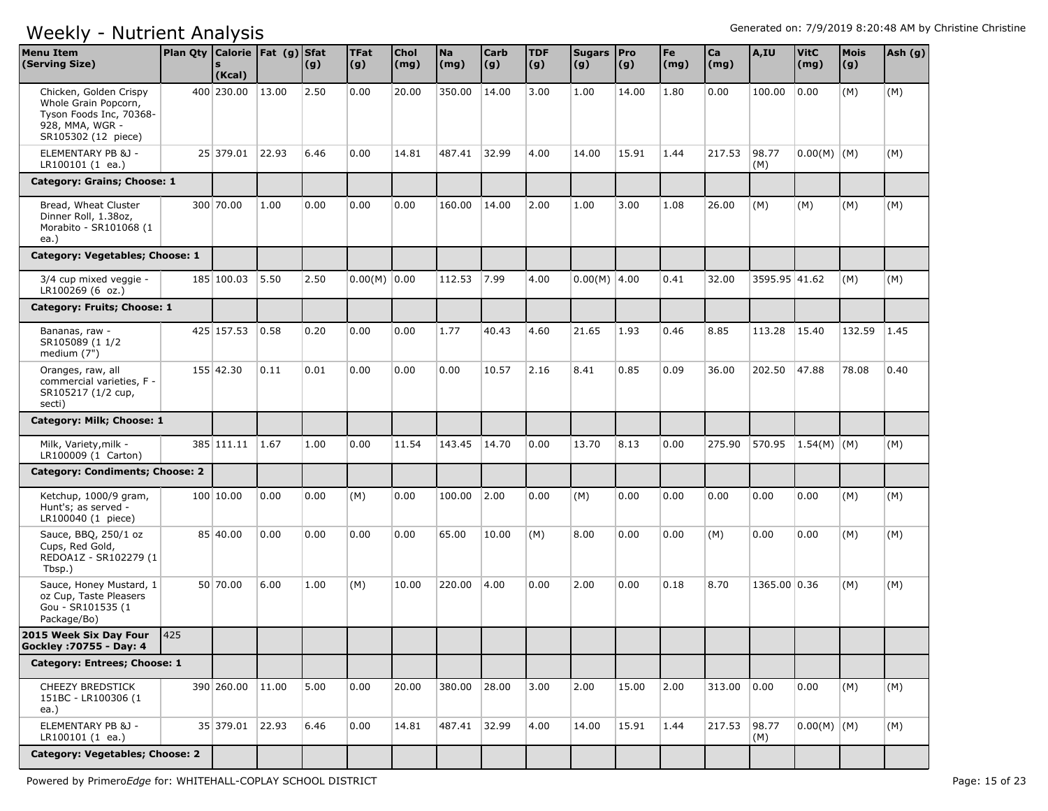# Weekly - Nutrient Analysis

Generated on: 7/9/2019 8:20:48 AM by Christine Christine

| Menu Item (Serving Size) | Plan Qty | Calories (Kcal) | Fat (g) | Sfat (g) | TFat (g) | Chol (mg) | Na (mg) | Carb (g) | TDF (g) | Sugars (g) | Pro (g) | Fe (mg) | Ca (mg) | A,IU | VitC (mg) | Mois (g) | Ash (g) |
|---|---|---|---|---|---|---|---|---|---|---|---|---|---|---|---|---|---|
| Chicken, Golden Crispy Whole Grain Popcorn, Tyson Foods Inc, 70368-928, MMA, WGR - SR105302 (12 piece) | 400 | 230.00 | 13.00 | 2.50 | 0.00 | 20.00 | 350.00 | 14.00 | 3.00 | 1.00 | 14.00 | 1.80 | 0.00 | 100.00 | 0.00 | (M) | (M) |
| ELEMENTARY PB &J - LR100101 (1 ea.) | 25 | 379.01 | 22.93 | 6.46 | 0.00 | 14.81 | 487.41 | 32.99 | 4.00 | 14.00 | 15.91 | 1.44 | 217.53 | 98.77 (M) | 0.00(M) | (M) | (M) |
| **Category: Grains; Choose: 1** | | | | | | | | | | | | | | | | | |
| Bread, Wheat Cluster Dinner Roll, 1.38oz, Morabito - SR101068 (1 ea.) | 300 | 70.00 | 1.00 | 0.00 | 0.00 | 0.00 | 160.00 | 14.00 | 2.00 | 1.00 | 3.00 | 1.08 | 26.00 | (M) | (M) | (M) | (M) |
| **Category: Vegetables; Choose: 1** | | | | | | | | | | | | | | | | | |
| 3/4 cup mixed veggie - LR100269 (6 oz.) | 185 | 100.03 | 5.50 | 2.50 | 0.00(M) | 0.00 | 112.53 | 7.99 | 4.00 | 0.00(M) | 4.00 | 0.41 | 32.00 | 3595.95 | 41.62 | (M) | (M) |
| **Category: Fruits; Choose: 1** | | | | | | | | | | | | | | | | | |
| Bananas, raw - SR105089 (1 1/2 medium (7") | 425 | 157.53 | 0.58 | 0.20 | 0.00 | 0.00 | 1.77 | 40.43 | 4.60 | 21.65 | 1.93 | 0.46 | 8.85 | 113.28 | 15.40 | 132.59 | 1.45 |
| Oranges, raw, all commercial varieties, F - SR105217 (1/2 cup, secti) | 155 | 42.30 | 0.11 | 0.01 | 0.00 | 0.00 | 0.00 | 10.57 | 2.16 | 8.41 | 0.85 | 0.09 | 36.00 | 202.50 | 47.88 | 78.08 | 0.40 |
| **Category: Milk; Choose: 1** | | | | | | | | | | | | | | | | | |
| Milk, Variety,milk - LR100009 (1 Carton) | 385 | 111.11 | 1.67 | 1.00 | 0.00 | 11.54 | 143.45 | 14.70 | 0.00 | 13.70 | 8.13 | 0.00 | 275.90 | 570.95 | 1.54(M) | (M) | (M) |
| **Category: Condiments; Choose: 2** | | | | | | | | | | | | | | | | | |
| Ketchup, 1000/9 gram, Hunt's; as served - LR100040 (1 piece) | 100 | 10.00 | 0.00 | 0.00 | (M) | 0.00 | 100.00 | 2.00 | 0.00 | (M) | 0.00 | 0.00 | 0.00 | 0.00 | 0.00 | (M) | (M) |
| Sauce, BBQ, 250/1 oz Cups, Red Gold, REDOA1Z - SR102279 (1 Tbsp.) | 85 | 40.00 | 0.00 | 0.00 | 0.00 | 0.00 | 65.00 | 10.00 | (M) | 8.00 | 0.00 | 0.00 | (M) | 0.00 | 0.00 | (M) | (M) |
| Sauce, Honey Mustard, 1 oz Cup, Taste Pleasers Gou - SR101535 (1 Package/Bo) | 50 | 70.00 | 6.00 | 1.00 | (M) | 10.00 | 220.00 | 4.00 | 0.00 | 2.00 | 0.00 | 0.18 | 8.70 | 1365.00 | 0.36 | (M) | (M) |
| **2015 Week Six Day Four Gockley :70755 - Day: 4** | 425 | | | | | | | | | | | | | | | | |
| **Category: Entrees; Choose: 1** | | | | | | | | | | | | | | | | | |
| CHEEZY BREDSTICK 151BC - LR100306 (1 ea.) | 390 | 260.00 | 11.00 | 5.00 | 0.00 | 20.00 | 380.00 | 28.00 | 3.00 | 2.00 | 15.00 | 2.00 | 313.00 | 0.00 | 0.00 | (M) | (M) |
| ELEMENTARY PB &J - LR100101 (1 ea.) | 35 | 379.01 | 22.93 | 6.46 | 0.00 | 14.81 | 487.41 | 32.99 | 4.00 | 14.00 | 15.91 | 1.44 | 217.53 | 98.77 (M) | 0.00(M) | (M) | (M) |
| **Category: Vegetables; Choose: 2** | | | | | | | | | | | | | | | | | |

Powered by Primero*Edge* for: WHITEHALL-COPLAY SCHOOL DISTRICT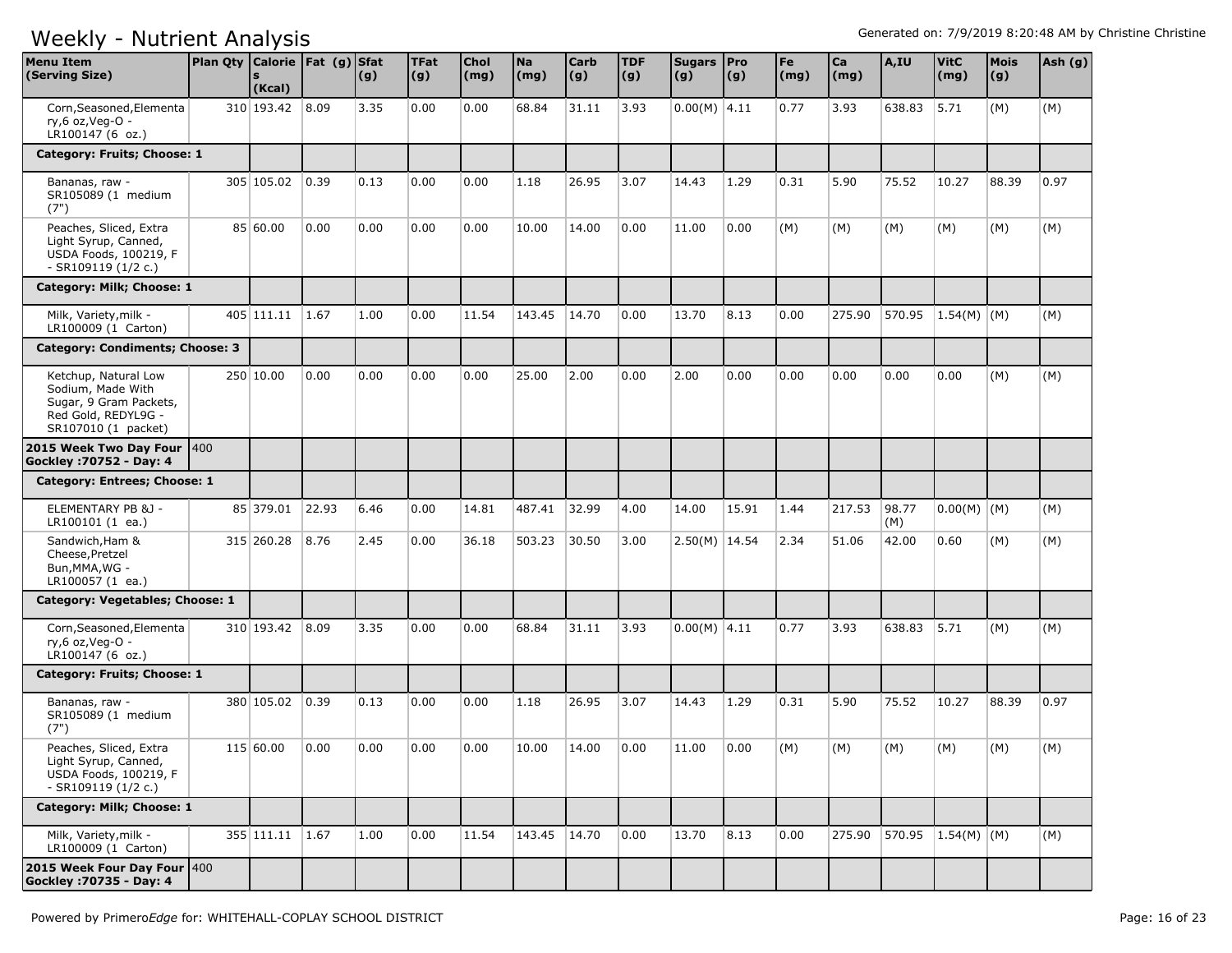# Weekly - Nutrient Analysis

| Menu Item (Serving Size) | Plan Qty | Calories (Kcal) | Fat (g) | Sfat (g) | TFat (g) | Chol (mg) | Na (mg) | Carb (g) | TDF (g) | Sugars (g) | Pro (g) | Fe (mg) | Ca (mg) | A,IU | VitC (mg) | Mois (g) | Ash (g) |
|---|---|---|---|---|---|---|---|---|---|---|---|---|---|---|---|---|---|
| Corn,Seasoned,Elementary,6 oz,Veg-O - LR100147 (6 oz.) | 310 | 193.42 | 8.09 | 3.35 | 0.00 | 0.00 | 68.84 | 31.11 | 3.93 | 0.00(M) | 4.11 | 0.77 | 3.93 | 638.83 | 5.71 | (M) | (M) |
| **Category: Fruits; Choose: 1** | | | | | | | | | | | | | | | | | |
| Bananas, raw - SR105089 (1 medium (7") | 305 | 105.02 | 0.39 | 0.13 | 0.00 | 0.00 | 1.18 | 26.95 | 3.07 | 14.43 | 1.29 | 0.31 | 5.90 | 75.52 | 10.27 | 88.39 | 0.97 |
| Peaches, Sliced, Extra Light Syrup, Canned, USDA Foods, 100219, F - SR109119 (1/2 c.) | 85 | 60.00 | 0.00 | 0.00 | 0.00 | 0.00 | 10.00 | 14.00 | 0.00 | 11.00 | 0.00 | (M) | (M) | (M) | (M) | (M) | (M) |
| **Category: Milk; Choose: 1** | | | | | | | | | | | | | | | | | |
| Milk, Variety,milk - LR100009 (1 Carton) | 405 | 111.11 | 1.67 | 1.00 | 0.00 | 11.54 | 143.45 | 14.70 | 0.00 | 13.70 | 8.13 | 0.00 | 275.90 | 570.95 | 1.54(M) | (M) | (M) |
| **Category: Condiments; Choose: 3** | | | | | | | | | | | | | | | | | |
| Ketchup, Natural Low Sodium, Made With Sugar, 9 Gram Packets, Red Gold, REDYL9G - SR107010 (1 packet) | 250 | 10.00 | 0.00 | 0.00 | 0.00 | 0.00 | 25.00 | 2.00 | 0.00 | 2.00 | 0.00 | 0.00 | 0.00 | 0.00 | 0.00 | (M) | (M) |
| **2015 Week Two Day Four Gockley :70752 - Day: 4** | 400 | | | | | | | | | | | | | | | | |
| **Category: Entrees; Choose: 1** | | | | | | | | | | | | | | | | | |
| ELEMENTARY PB &J - LR100101 (1 ea.) | 85 | 379.01 | 22.93 | 6.46 | 0.00 | 14.81 | 487.41 | 32.99 | 4.00 | 14.00 | 15.91 | 1.44 | 217.53 | 98.77 (M) | 0.00(M) | (M) | (M) |
| Sandwich,Ham & Cheese,Pretzel Bun,MMA,WG - LR100057 (1 ea.) | 315 | 260.28 | 8.76 | 2.45 | 0.00 | 36.18 | 503.23 | 30.50 | 3.00 | 2.50(M) | 14.54 | 2.34 | 51.06 | 42.00 | 0.60 | (M) | (M) |
| **Category: Vegetables; Choose: 1** | | | | | | | | | | | | | | | | | |
| Corn,Seasoned,Elementary,6 oz,Veg-O - LR100147 (6 oz.) | 310 | 193.42 | 8.09 | 3.35 | 0.00 | 0.00 | 68.84 | 31.11 | 3.93 | 0.00(M) | 4.11 | 0.77 | 3.93 | 638.83 | 5.71 | (M) | (M) |
| **Category: Fruits; Choose: 1** | | | | | | | | | | | | | | | | | |
| Bananas, raw - SR105089 (1 medium (7") | 380 | 105.02 | 0.39 | 0.13 | 0.00 | 0.00 | 1.18 | 26.95 | 3.07 | 14.43 | 1.29 | 0.31 | 5.90 | 75.52 | 10.27 | 88.39 | 0.97 |
| Peaches, Sliced, Extra Light Syrup, Canned, USDA Foods, 100219, F - SR109119 (1/2 c.) | 115 | 60.00 | 0.00 | 0.00 | 0.00 | 0.00 | 10.00 | 14.00 | 0.00 | 11.00 | 0.00 | (M) | (M) | (M) | (M) | (M) | (M) |
| **Category: Milk; Choose: 1** | | | | | | | | | | | | | | | | | |
| Milk, Variety,milk - LR100009 (1 Carton) | 355 | 111.11 | 1.67 | 1.00 | 0.00 | 11.54 | 143.45 | 14.70 | 0.00 | 13.70 | 8.13 | 0.00 | 275.90 | 570.95 | 1.54(M) | (M) | (M) |
| **2015 Week Four Day Four Gockley :70735 - Day: 4** | 400 | | | | | | | | | | | | | | | | |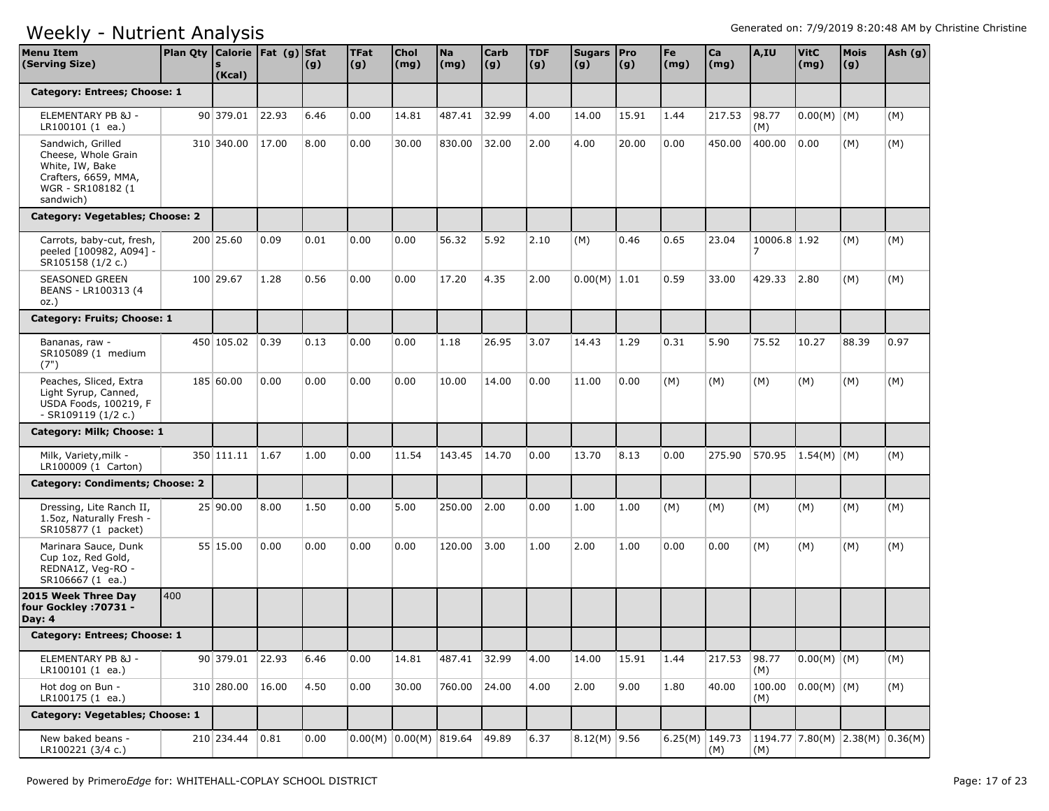# Weekly - Nutrient Analysis

Generated on: 7/9/2019 8:20:48 AM by Christine Christine

| Menu Item (Serving Size) | Plan Qty | Calories (Kcal) | Fat (g) | Sfat (g) | TFat (g) | Chol (mg) | Na (mg) | Carb (g) | TDF (g) | Sugars (g) | Pro (g) | Fe (mg) | Ca (mg) | A,IU | VitC (mg) | Mois (g) | Ash (g) |
|---|---|---|---|---|---|---|---|---|---|---|---|---|---|---|---|---|---|
| **Category: Entrees; Choose: 1** | | | | | | | | | | | | | | | | | |
| ELEMENTARY PB &J - LR100101 (1 ea.) | | 90 | 379.01 | 22.93 | 6.46 | 0.00 | 14.81 | 487.41 | 32.99 | 4.00 | 14.00 | 15.91 | 1.44 | 217.53 | 98.77 (M) | 0.00(M) | (M) | (M) |
| Sandwich, Grilled Cheese, Whole Grain White, IW, Bake Crafters, 6659, MMA, WGR - SR108182 (1 sandwich) | | 310 | 340.00 | 17.00 | 8.00 | 0.00 | 30.00 | 830.00 | 32.00 | 2.00 | 4.00 | 20.00 | 0.00 | 450.00 | 400.00 | 0.00 | (M) | (M) |
| **Category: Vegetables; Choose: 2** | | | | | | | | | | | | | | | | | |
| Carrots, baby-cut, fresh, peeled [100982, A094] - SR105158 (1/2 c.) | | 200 | 25.60 | 0.09 | 0.01 | 0.00 | 0.00 | 56.32 | 5.92 | 2.10 | (M) | 0.46 | 0.65 | 23.04 | 10006.87 | 1.92 | (M) | (M) |
| SEASONED GREEN BEANS - LR100313 (4 oz.) | | 100 | 29.67 | 1.28 | 0.56 | 0.00 | 0.00 | 17.20 | 4.35 | 2.00 | 0.00(M) | 1.01 | 0.59 | 33.00 | 429.33 | 2.80 | (M) | (M) |
| **Category: Fruits; Choose: 1** | | | | | | | | | | | | | | | | | |
| Bananas, raw - SR105089 (1 medium (7") | | 450 | 105.02 | 0.39 | 0.13 | 0.00 | 0.00 | 1.18 | 26.95 | 3.07 | 14.43 | 1.29 | 0.31 | 5.90 | 75.52 | 10.27 | 88.39 | 0.97 |
| Peaches, Sliced, Extra Light Syrup, Canned, USDA Foods, 100219, F - SR109119 (1/2 c.) | | 185 | 60.00 | 0.00 | 0.00 | 0.00 | 0.00 | 10.00 | 14.00 | 0.00 | 11.00 | 0.00 | (M) | (M) | (M) | (M) | (M) | (M) |
| **Category: Milk; Choose: 1** | | | | | | | | | | | | | | | | | |
| Milk, Variety,milk - LR100009 (1 Carton) | | 350 | 111.11 | 1.67 | 1.00 | 0.00 | 11.54 | 143.45 | 14.70 | 0.00 | 13.70 | 8.13 | 0.00 | 275.90 | 570.95 | 1.54(M) | (M) | (M) |
| **Category: Condiments; Choose: 2** | | | | | | | | | | | | | | | | | |
| Dressing, Lite Ranch II, 1.5oz, Naturally Fresh - SR105877 (1 packet) | | 25 | 90.00 | 8.00 | 1.50 | 0.00 | 5.00 | 250.00 | 2.00 | 0.00 | 1.00 | 1.00 | (M) | (M) | (M) | (M) | (M) | (M) |
| Marinara Sauce, Dunk Cup 1oz, Red Gold, REDNA1Z, Veg-RO - SR106667 (1 ea.) | | 55 | 15.00 | 0.00 | 0.00 | 0.00 | 0.00 | 120.00 | 3.00 | 1.00 | 2.00 | 1.00 | 0.00 | 0.00 | (M) | (M) | (M) | (M) |
| **2015 Week Three Day four Gockley :70731 - Day: 4** | 400 | | | | | | | | | | | | | | | | |
| **Category: Entrees; Choose: 1** | | | | | | | | | | | | | | | | | |
| ELEMENTARY PB &J - LR100101 (1 ea.) | | 90 | 379.01 | 22.93 | 6.46 | 0.00 | 14.81 | 487.41 | 32.99 | 4.00 | 14.00 | 15.91 | 1.44 | 217.53 | 98.77 (M) | 0.00(M) | (M) | (M) |
| Hot dog on Bun - LR100175 (1 ea.) | | 310 | 280.00 | 16.00 | 4.50 | 0.00 | 30.00 | 760.00 | 24.00 | 4.00 | 2.00 | 9.00 | 1.80 | 40.00 | 100.00 (M) | 0.00(M) | (M) | (M) |
| **Category: Vegetables; Choose: 1** | | | | | | | | | | | | | | | | | |
| New baked beans - LR100221 (3/4 c.) | | 210 | 234.44 | 0.81 | 0.00 | 0.00(M) | 0.00(M) | 819.64 | 49.89 | 6.37 | 8.12(M) | 9.56 | 6.25(M) | 149.73 (M) | 1194.77 (M) | 7.80(M) | 2.38(M) | 0.36(M) |

Powered by Primero*Edge* for: WHITEHALL-COPLAY SCHOOL DISTRICT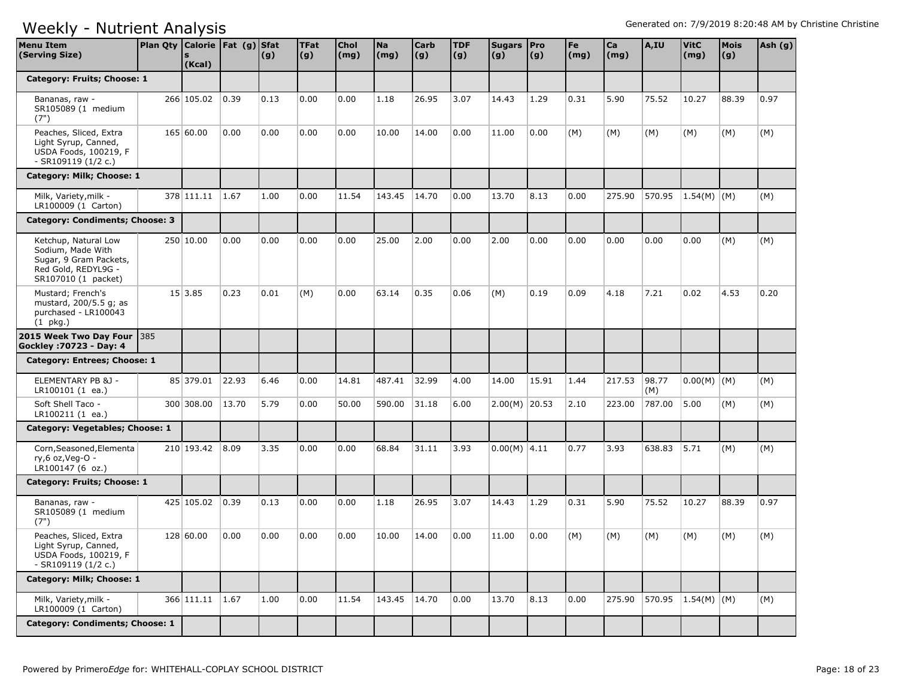# Weekly - Nutrient Analysis

Generated on: 7/9/2019 8:20:48 AM by Christine Christine

| Menu Item (Serving Size) | Plan Qty | Calories (Kcal) | Fat (g) | Sfat (g) | TFat (g) | Chol (mg) | Na (mg) | Carb (g) | TDF (g) | Sugars (g) | Pro (g) | Fe (mg) | Ca (mg) | A,IU | VitC (mg) | Mois (g) | Ash (g) |
|---|---|---|---|---|---|---|---|---|---|---|---|---|---|---|---|---|---|
| **Category: Fruits; Choose: 1** | | | | | | | | | | | | | | | | | |
| Bananas, raw - SR105089 (1 medium (7") | 266 | 105.02 | 0.39 | 0.13 | 0.00 | 0.00 | 1.18 | 26.95 | 3.07 | 14.43 | 1.29 | 0.31 | 5.90 | 75.52 | 10.27 | 88.39 | 0.97 |
| Peaches, Sliced, Extra Light Syrup, Canned, USDA Foods, 100219, F - SR109119 (1/2 c.) | 165 | 60.00 | 0.00 | 0.00 | 0.00 | 0.00 | 10.00 | 14.00 | 0.00 | 11.00 | 0.00 | (M) | (M) | (M) | (M) | (M) | (M) |
| **Category: Milk; Choose: 1** | | | | | | | | | | | | | | | | | |
| Milk, Variety,milk - LR100009 (1 Carton) | 378 | 111.11 | 1.67 | 1.00 | 0.00 | 11.54 | 143.45 | 14.70 | 0.00 | 13.70 | 8.13 | 0.00 | 275.90 | 570.95 | 1.54(M) | (M) | (M) |
| **Category: Condiments; Choose: 3** | | | | | | | | | | | | | | | | | |
| Ketchup, Natural Low Sodium, Made With Sugar, 9 Gram Packets, Red Gold, REDYL9G - SR107010 (1 packet) | 250 | 10.00 | 0.00 | 0.00 | 0.00 | 0.00 | 25.00 | 2.00 | 0.00 | 2.00 | 0.00 | 0.00 | 0.00 | 0.00 | 0.00 | (M) | (M) |
| Mustard; French's mustard, 200/5.5 g; as purchased - LR100043 (1 pkg.) | 15 | 3.85 | 0.23 | 0.01 | (M) | 0.00 | 63.14 | 0.35 | 0.06 | (M) | 0.19 | 0.09 | 4.18 | 7.21 | 0.02 | 4.53 | 0.20 |
| **2015 Week Two Day Four Gockley :70723 - Day: 4** | 385 | | | | | | | | | | | | | | | | |
| **Category: Entrees; Choose: 1** | | | | | | | | | | | | | | | | | |
| ELEMENTARY PB &J - LR100101 (1 ea.) | 85 | 379.01 | 22.93 | 6.46 | 0.00 | 14.81 | 487.41 | 32.99 | 4.00 | 14.00 | 15.91 | 1.44 | 217.53 | 98.77 (M) | 0.00(M) | (M) | (M) |
| Soft Shell Taco - LR100211 (1 ea.) | 300 | 308.00 | 13.70 | 5.79 | 0.00 | 50.00 | 590.00 | 31.18 | 6.00 | 2.00(M) | 20.53 | 2.10 | 223.00 | 787.00 | 5.00 | (M) | (M) |
| **Category: Vegetables; Choose: 1** | | | | | | | | | | | | | | | | | |
| Corn,Seasoned,Elementary,6 oz,Veg-O - LR100147 (6 oz.) | 210 | 193.42 | 8.09 | 3.35 | 0.00 | 0.00 | 68.84 | 31.11 | 3.93 | 0.00(M) | 4.11 | 0.77 | 3.93 | 638.83 | 5.71 | (M) | (M) |
| **Category: Fruits; Choose: 1** | | | | | | | | | | | | | | | | | |
| Bananas, raw - SR105089 (1 medium (7") | 425 | 105.02 | 0.39 | 0.13 | 0.00 | 0.00 | 1.18 | 26.95 | 3.07 | 14.43 | 1.29 | 0.31 | 5.90 | 75.52 | 10.27 | 88.39 | 0.97 |
| Peaches, Sliced, Extra Light Syrup, Canned, USDA Foods, 100219, F - SR109119 (1/2 c.) | 128 | 60.00 | 0.00 | 0.00 | 0.00 | 0.00 | 10.00 | 14.00 | 0.00 | 11.00 | 0.00 | (M) | (M) | (M) | (M) | (M) | (M) |
| **Category: Milk; Choose: 1** | | | | | | | | | | | | | | | | | |
| Milk, Variety,milk - LR100009 (1 Carton) | 366 | 111.11 | 1.67 | 1.00 | 0.00 | 11.54 | 143.45 | 14.70 | 0.00 | 13.70 | 8.13 | 0.00 | 275.90 | 570.95 | 1.54(M) | (M) | (M) |
| **Category: Condiments; Choose: 1** | | | | | | | | | | | | | | | | | |

Powered by PrimeroEdge for: WHITEHALL-COPLAY SCHOOL DISTRICT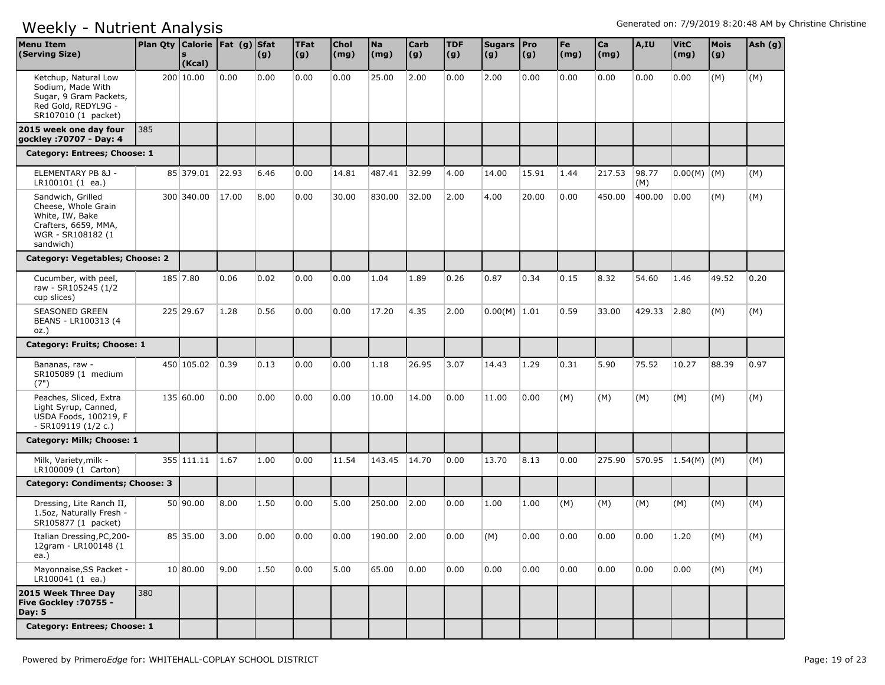# Weekly - Nutrient Analysis

Generated on: 7/9/2019 8:20:48 AM by Christine Christine

| Menu Item (Serving Size) | Plan Qty | Calories (Kcal) | Fat (g) | Sfat (g) | TFat (g) | Chol (mg) | Na (mg) | Carb (g) | TDF (g) | Sugars (g) | Pro (g) | Fe (mg) | Ca (mg) | A,IU | VitC (mg) | Mois (g) | Ash (g) |
|---|---|---|---|---|---|---|---|---|---|---|---|---|---|---|---|---|---|
| Ketchup, Natural Low Sodium, Made With Sugar, 9 Gram Packets, Red Gold, REDYL9G - SR107010 (1 packet) | 200 | 10.00 | 0.00 | 0.00 | 0.00 | 0.00 | 25.00 | 2.00 | 0.00 | 2.00 | 0.00 | 0.00 | 0.00 | 0.00 | 0.00 | (M) | (M) |
| **2015 week one day four gockley :70707 - Day: 4** | 385 | | | | | | | | | | | | | | | | |
| **Category: Entrees; Choose: 1** | | | | | | | | | | | | | | | | | |
| ELEMENTARY PB &J - LR100101 (1 ea.) | 85 | 379.01 | 22.93 | 6.46 | 0.00 | 14.81 | 487.41 | 32.99 | 4.00 | 14.00 | 15.91 | 1.44 | 217.53 | 98.77 (M) | 0.00(M) | (M) | (M) |
| Sandwich, Grilled Cheese, Whole Grain White, IW, Bake Crafters, 6659, MMA, WGR - SR108182 (1 sandwich) | 300 | 340.00 | 17.00 | 8.00 | 0.00 | 30.00 | 830.00 | 32.00 | 2.00 | 4.00 | 20.00 | 0.00 | 450.00 | 400.00 | 0.00 | (M) | (M) |
| **Category: Vegetables; Choose: 2** | | | | | | | | | | | | | | | | | |
| Cucumber, with peel, raw - SR105245 (1/2 cup slices) | 185 | 7.80 | 0.06 | 0.02 | 0.00 | 0.00 | 1.04 | 1.89 | 0.26 | 0.87 | 0.34 | 0.15 | 8.32 | 54.60 | 1.46 | 49.52 | 0.20 |
| SEASONED GREEN BEANS - LR100313 (4 oz.) | 225 | 29.67 | 1.28 | 0.56 | 0.00 | 0.00 | 17.20 | 4.35 | 2.00 | 0.00(M) | 1.01 | 0.59 | 33.00 | 429.33 | 2.80 | (M) | (M) |
| **Category: Fruits; Choose: 1** | | | | | | | | | | | | | | | | | |
| Bananas, raw - SR105089 (1 medium (7") | 450 | 105.02 | 0.39 | 0.13 | 0.00 | 0.00 | 1.18 | 26.95 | 3.07 | 14.43 | 1.29 | 0.31 | 5.90 | 75.52 | 10.27 | 88.39 | 0.97 |
| Peaches, Sliced, Extra Light Syrup, Canned, USDA Foods, 100219, F - SR109119 (1/2 c.) | 135 | 60.00 | 0.00 | 0.00 | 0.00 | 0.00 | 10.00 | 14.00 | 0.00 | 11.00 | 0.00 | (M) | (M) | (M) | (M) | (M) | (M) |
| **Category: Milk; Choose: 1** | | | | | | | | | | | | | | | | | |
| Milk, Variety,milk - LR100009 (1 Carton) | 355 | 111.11 | 1.67 | 1.00 | 0.00 | 11.54 | 143.45 | 14.70 | 0.00 | 13.70 | 8.13 | 0.00 | 275.90 | 570.95 | 1.54(M) | (M) | (M) |
| **Category: Condiments; Choose: 3** | | | | | | | | | | | | | | | | | |
| Dressing, Lite Ranch II, 1.5oz, Naturally Fresh - SR105877 (1 packet) | 50 | 90.00 | 8.00 | 1.50 | 0.00 | 5.00 | 250.00 | 2.00 | 0.00 | 1.00 | 1.00 | (M) | (M) | (M) | (M) | (M) | (M) |
| Italian Dressing,PC,200-12gram - LR100148 (1 ea.) | 85 | 35.00 | 3.00 | 0.00 | 0.00 | 0.00 | 190.00 | 2.00 | 0.00 | (M) | 0.00 | 0.00 | 0.00 | 0.00 | 1.20 | (M) | (M) |
| Mayonnaise,SS Packet - LR100041 (1 ea.) | 10 | 80.00 | 9.00 | 1.50 | 0.00 | 5.00 | 65.00 | 0.00 | 0.00 | 0.00 | 0.00 | 0.00 | 0.00 | 0.00 | 0.00 | (M) | (M) |
| **2015 Week Three Day Five Gockley :70755 - Day: 5** | 380 | | | | | | | | | | | | | | | | |
| **Category: Entrees; Choose: 1** | | | | | | | | | | | | | | | | | |

Powered by Primero*Edge* for: WHITEHALL-COPLAY SCHOOL DISTRICT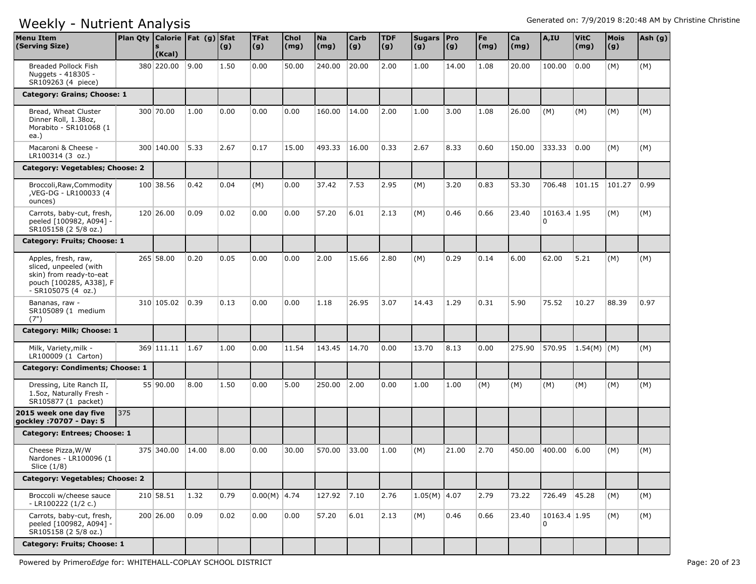# Weekly - Nutrient Analysis

Generated on: 7/9/2019 8:20:48 AM by Christine Christine

| Menu Item (Serving Size) | Plan Qty | Calories (Kcal) | Fat (g) | Sfat (g) | TFat (g) | Chol (mg) | Na (mg) | Carb (g) | TDF (g) | Sugars (g) | Pro (g) | Fe (mg) | Ca (mg) | A,IU | VitC (mg) | Mois (g) | Ash (g) |
|---|---|---|---|---|---|---|---|---|---|---|---|---|---|---|---|---|---|
| Breaded Pollock Fish Nuggets - 418305 - SR109263 (4 piece) | 380 | 220.00 | 9.00 | 1.50 | 0.00 | 50.00 | 240.00 | 20.00 | 2.00 | 1.00 | 14.00 | 1.08 | 20.00 | 100.00 | 0.00 | (M) | (M) |
| **Category: Grains; Choose: 1** | | | | | | | | | | | | | | | | | |
| Bread, Wheat Cluster Dinner Roll, 1.38oz, Morabito - SR101068 (1 ea.) | 300 | 70.00 | 1.00 | 0.00 | 0.00 | 0.00 | 160.00 | 14.00 | 2.00 | 1.00 | 3.00 | 1.08 | 26.00 | (M) | (M) | (M) | (M) |
| Macaroni & Cheese - LR100314 (3 oz.) | 300 | 140.00 | 5.33 | 2.67 | 0.17 | 15.00 | 493.33 | 16.00 | 0.33 | 2.67 | 8.33 | 0.60 | 150.00 | 333.33 | 0.00 | (M) | (M) |
| **Category: Vegetables; Choose: 2** | | | | | | | | | | | | | | | | | |
| Broccoli,Raw,Commodity ,VEG-DG - LR100033 (4 ounces) | 100 | 38.56 | 0.42 | 0.04 | (M) | 0.00 | 37.42 | 7.53 | 2.95 | (M) | 3.20 | 0.83 | 53.30 | 706.48 | 101.15 | 101.27 | 0.99 |
| Carrots, baby-cut, fresh, peeled [100982, A094] - SR105158 (2 5/8 oz.) | 120 | 26.00 | 0.09 | 0.02 | 0.00 | 0.00 | 57.20 | 6.01 | 2.13 | (M) | 0.46 | 0.66 | 23.40 | 10163.40 | 1.95 | (M) | (M) |
| **Category: Fruits; Choose: 1** | | | | | | | | | | | | | | | | | |
| Apples, fresh, raw, sliced, unpeeled (with skin) from ready-to-eat pouch [100285, A338], F - SR105075 (4 oz.) | 265 | 58.00 | 0.20 | 0.05 | 0.00 | 0.00 | 2.00 | 15.66 | 2.80 | (M) | 0.29 | 0.14 | 6.00 | 62.00 | 5.21 | (M) | (M) |
| Bananas, raw - SR105089 (1 medium (7") | 310 | 105.02 | 0.39 | 0.13 | 0.00 | 0.00 | 1.18 | 26.95 | 3.07 | 14.43 | 1.29 | 0.31 | 5.90 | 75.52 | 10.27 | 88.39 | 0.97 |
| **Category: Milk; Choose: 1** | | | | | | | | | | | | | | | | | |
| Milk, Variety,milk - LR100009 (1 Carton) | 369 | 111.11 | 1.67 | 1.00 | 0.00 | 11.54 | 143.45 | 14.70 | 0.00 | 13.70 | 8.13 | 0.00 | 275.90 | 570.95 | 1.54(M) | (M) | (M) |
| **Category: Condiments; Choose: 1** | | | | | | | | | | | | | | | | | |
| Dressing, Lite Ranch II, 1.5oz, Naturally Fresh - SR105877 (1 packet) | 55 | 90.00 | 8.00 | 1.50 | 0.00 | 5.00 | 250.00 | 2.00 | 0.00 | 1.00 | 1.00 | (M) | (M) | (M) | (M) | (M) | (M) |
| **2015 week one day five gockley :70707 - Day: 5** | 375 | | | | | | | | | | | | | | | | |
| **Category: Entrees; Choose: 1** | | | | | | | | | | | | | | | | | |
| Cheese Pizza,W/W Nardones - LR100096 (1 Slice (1/8) | 375 | 340.00 | 14.00 | 8.00 | 0.00 | 30.00 | 570.00 | 33.00 | 1.00 | (M) | 21.00 | 2.70 | 450.00 | 400.00 | 6.00 | (M) | (M) |
| **Category: Vegetables; Choose: 2** | | | | | | | | | | | | | | | | | |
| Broccoli w/cheese sauce - LR100222 (1/2 c.) | 210 | 58.51 | 1.32 | 0.79 | 0.00(M) | 4.74 | 127.92 | 7.10 | 2.76 | 1.05(M) | 4.07 | 2.79 | 73.22 | 726.49 | 45.28 | (M) | (M) |
| Carrots, baby-cut, fresh, peeled [100982, A094] - SR105158 (2 5/8 oz.) | 200 | 26.00 | 0.09 | 0.02 | 0.00 | 0.00 | 57.20 | 6.01 | 2.13 | (M) | 0.46 | 0.66 | 23.40 | 10163.40 | 1.95 | (M) | (M) |
| **Category: Fruits; Choose: 1** | | | | | | | | | | | | | | | | | |

Powered by Primero*Edge* for: WHITEHALL-COPLAY SCHOOL DISTRICT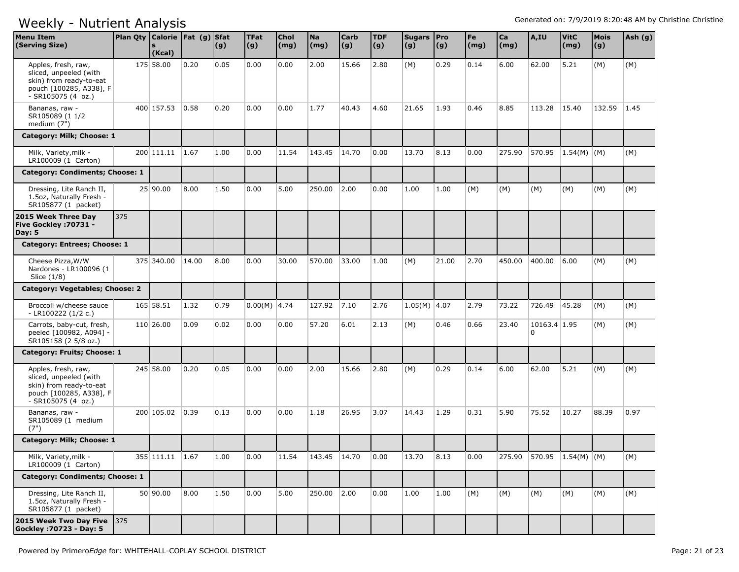# Weekly - Nutrient Analysis

Generated on: 7/9/2019 8:20:48 AM by Christine Christine

| Menu Item (Serving Size) | Plan Qty | Calories (Kcal) | Fat (g) | Sfat (g) | TFat (g) | Chol (mg) | Na (mg) | Carb (g) | TDF (g) | Sugars (g) | Pro (g) | Fe (mg) | Ca (mg) | A,IU | VitC (mg) | Mois (g) | Ash (g) |
|---|---|---|---|---|---|---|---|---|---|---|---|---|---|---|---|---|---|
| Apples, fresh, raw, sliced, unpeeled (with skin) from ready-to-eat pouch [100285, A338], F - SR105075 (4 oz.) | 175 | 58.00 | 0.20 | 0.05 | 0.00 | 0.00 | 2.00 | 15.66 | 2.80 | (M) | 0.29 | 0.14 | 6.00 | 62.00 | 5.21 | (M) | (M) |
| Bananas, raw - SR105089 (1 1/2 medium (7") | 400 | 157.53 | 0.58 | 0.20 | 0.00 | 0.00 | 1.77 | 40.43 | 4.60 | 21.65 | 1.93 | 0.46 | 8.85 | 113.28 | 15.40 | 132.59 | 1.45 |
| **Category: Milk; Choose: 1** | | | | | | | | | | | | | | | | | |
| Milk, Variety,milk - LR100009 (1 Carton) | 200 | 111.11 | 1.67 | 1.00 | 0.00 | 11.54 | 143.45 | 14.70 | 0.00 | 13.70 | 8.13 | 0.00 | 275.90 | 570.95 | 1.54(M) | (M) | (M) |
| **Category: Condiments; Choose: 1** | | | | | | | | | | | | | | | | | |
| Dressing, Lite Ranch II, 1.5oz, Naturally Fresh - SR105877 (1 packet) | 25 | 90.00 | 8.00 | 1.50 | 0.00 | 5.00 | 250.00 | 2.00 | 0.00 | 1.00 | 1.00 | (M) | (M) | (M) | (M) | (M) | (M) |
| **2015 Week Three Day Five Gockley :70731 - Day: 5** | 375 | | | | | | | | | | | | | | | | |
| **Category: Entrees; Choose: 1** | | | | | | | | | | | | | | | | | |
| Cheese Pizza,W/W Nardones - LR100096 (1 Slice (1/8) | 375 | 340.00 | 14.00 | 8.00 | 0.00 | 30.00 | 570.00 | 33.00 | 1.00 | (M) | 21.00 | 2.70 | 450.00 | 400.00 | 6.00 | (M) | (M) |
| **Category: Vegetables; Choose: 2** | | | | | | | | | | | | | | | | | |
| Broccoli w/cheese sauce - LR100222 (1/2 c.) | 165 | 58.51 | 1.32 | 0.79 | 0.00(M) | 4.74 | 127.92 | 7.10 | 2.76 | 1.05(M) | 4.07 | 2.79 | 73.22 | 726.49 | 45.28 | (M) | (M) |
| Carrots, baby-cut, fresh, peeled [100982, A094] - SR105158 (2 5/8 oz.) | 110 | 26.00 | 0.09 | 0.02 | 0.00 | 0.00 | 57.20 | 6.01 | 2.13 | (M) | 0.46 | 0.66 | 23.40 | 10163.40 | 1.95 | (M) | (M) |
| **Category: Fruits; Choose: 1** | | | | | | | | | | | | | | | | | |
| Apples, fresh, raw, sliced, unpeeled (with skin) from ready-to-eat pouch [100285, A338], F - SR105075 (4 oz.) | 245 | 58.00 | 0.20 | 0.05 | 0.00 | 0.00 | 2.00 | 15.66 | 2.80 | (M) | 0.29 | 0.14 | 6.00 | 62.00 | 5.21 | (M) | (M) |
| Bananas, raw - SR105089 (1 medium (7") | 200 | 105.02 | 0.39 | 0.13 | 0.00 | 0.00 | 1.18 | 26.95 | 3.07 | 14.43 | 1.29 | 0.31 | 5.90 | 75.52 | 10.27 | 88.39 | 0.97 |
| **Category: Milk; Choose: 1** | | | | | | | | | | | | | | | | | |
| Milk, Variety,milk - LR100009 (1 Carton) | 355 | 111.11 | 1.67 | 1.00 | 0.00 | 11.54 | 143.45 | 14.70 | 0.00 | 13.70 | 8.13 | 0.00 | 275.90 | 570.95 | 1.54(M) | (M) | (M) |
| **Category: Condiments; Choose: 1** | | | | | | | | | | | | | | | | | |
| Dressing, Lite Ranch II, 1.5oz, Naturally Fresh - SR105877 (1 packet) | 50 | 90.00 | 8.00 | 1.50 | 0.00 | 5.00 | 250.00 | 2.00 | 0.00 | 1.00 | 1.00 | (M) | (M) | (M) | (M) | (M) | (M) |
| **2015 Week Two Day Five Gockley :70723 - Day: 5** | 375 | | | | | | | | | | | | | | | | |

Powered by PrimeroEdge for: WHITEHALL-COPLAY SCHOOL DISTRICT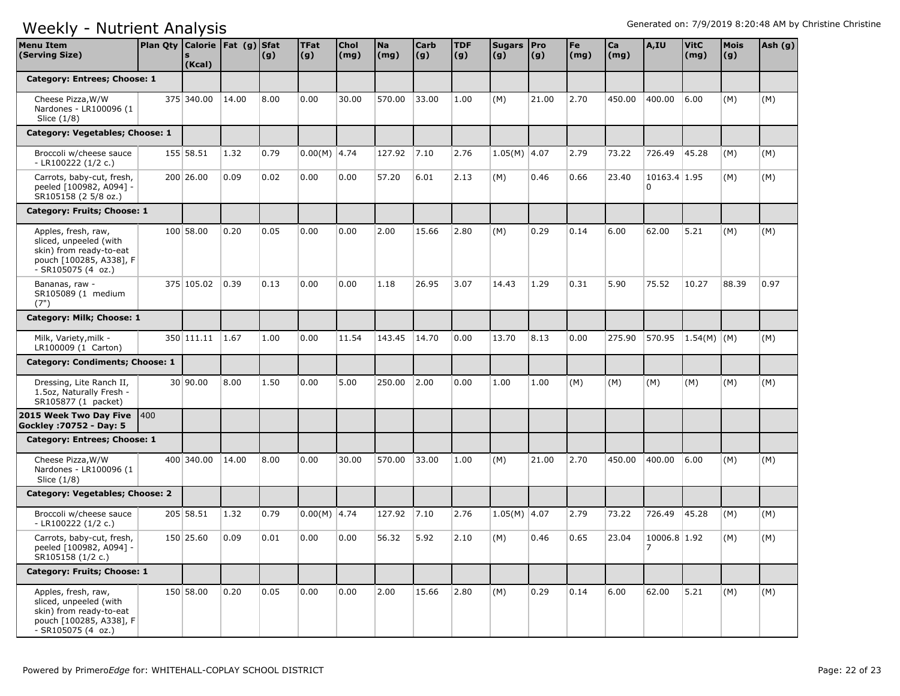# Weekly - Nutrient Analysis

Generated on: 7/9/2019 8:20:48 AM by Christine Christine

| Menu Item (Serving Size) | Plan Qty | Calories (Kcal) | Fat (g) | Sfat (g) | TFat (g) | Chol (mg) | Na (mg) | Carb (g) | TDF (g) | Sugars (g) | Pro (g) | Fe (mg) | Ca (mg) | A,IU | VitC (mg) | Mois (g) | Ash (g) |
|---|---|---|---|---|---|---|---|---|---|---|---|---|---|---|---|---|---|
| **Category: Entrees; Choose: 1** | | | | | | | | | | | | | | | | | |
| Cheese Pizza,W/W Nardones - LR100096 (1 Slice (1/8) | | 375 340.00 | 14.00 | 8.00 | 0.00 | 30.00 | 570.00 | 33.00 | 1.00 | (M) | 21.00 | 2.70 | 450.00 | 400.00 | 6.00 | (M) | (M) |
| **Category: Vegetables; Choose: 1** | | | | | | | | | | | | | | | | | |
| Broccoli w/cheese sauce - LR100222 (1/2 c.) | | 155 58.51 | 1.32 | 0.79 | 0.00(M) | 4.74 | 127.92 | 7.10 | 2.76 | 1.05(M) | 4.07 | 2.79 | 73.22 | 726.49 | 45.28 | (M) | (M) |
| Carrots, baby-cut, fresh, peeled [100982, A094] - SR105158 (2 5/8 oz.) | | 200 26.00 | 0.09 | 0.02 | 0.00 | 0.00 | 57.20 | 6.01 | 2.13 | (M) | 0.46 | 0.66 | 23.40 | 10163.40 | 1.95 | (M) | (M) |
| **Category: Fruits; Choose: 1** | | | | | | | | | | | | | | | | | |
| Apples, fresh, raw, sliced, unpeeled (with skin) from ready-to-eat pouch [100285, A338], F - SR105075 (4 oz.) | | 100 58.00 | 0.20 | 0.05 | 0.00 | 0.00 | 2.00 | 15.66 | 2.80 | (M) | 0.29 | 0.14 | 6.00 | 62.00 | 5.21 | (M) | (M) |
| Bananas, raw - SR105089 (1 medium (7") | | 375 105.02 | 0.39 | 0.13 | 0.00 | 0.00 | 1.18 | 26.95 | 3.07 | 14.43 | 1.29 | 0.31 | 5.90 | 75.52 | 10.27 | 88.39 | 0.97 |
| **Category: Milk; Choose: 1** | | | | | | | | | | | | | | | | | |
| Milk, Variety,milk - LR100009 (1 Carton) | | 350 111.11 | 1.67 | 1.00 | 0.00 | 11.54 | 143.45 | 14.70 | 0.00 | 13.70 | 8.13 | 0.00 | 275.90 | 570.95 | 1.54(M) | (M) | (M) |
| **Category: Condiments; Choose: 1** | | | | | | | | | | | | | | | | | |
| Dressing, Lite Ranch II, 1.5oz, Naturally Fresh - SR105877 (1 packet) | | 30 90.00 | 8.00 | 1.50 | 0.00 | 5.00 | 250.00 | 2.00 | 0.00 | 1.00 | 1.00 | (M) | (M) | (M) | (M) | (M) | (M) |
| **2015 Week Two Day Five Gockley :70752 - Day: 5** | 400 | | | | | | | | | | | | | | | | |
| **Category: Entrees; Choose: 1** | | | | | | | | | | | | | | | | | |
| Cheese Pizza,W/W Nardones - LR100096 (1 Slice (1/8) | | 400 340.00 | 14.00 | 8.00 | 0.00 | 30.00 | 570.00 | 33.00 | 1.00 | (M) | 21.00 | 2.70 | 450.00 | 400.00 | 6.00 | (M) | (M) |
| **Category: Vegetables; Choose: 2** | | | | | | | | | | | | | | | | | |
| Broccoli w/cheese sauce - LR100222 (1/2 c.) | | 205 58.51 | 1.32 | 0.79 | 0.00(M) | 4.74 | 127.92 | 7.10 | 2.76 | 1.05(M) | 4.07 | 2.79 | 73.22 | 726.49 | 45.28 | (M) | (M) |
| Carrots, baby-cut, fresh, peeled [100982, A094] - SR105158 (1/2 c.) | | 150 25.60 | 0.09 | 0.01 | 0.00 | 0.00 | 56.32 | 5.92 | 2.10 | (M) | 0.46 | 0.65 | 23.04 | 10006.87 | 1.92 | (M) | (M) |
| **Category: Fruits; Choose: 1** | | | | | | | | | | | | | | | | | |
| Apples, fresh, raw, sliced, unpeeled (with skin) from ready-to-eat pouch [100285, A338], F - SR105075 (4 oz.) | | 150 58.00 | 0.20 | 0.05 | 0.00 | 0.00 | 2.00 | 15.66 | 2.80 | (M) | 0.29 | 0.14 | 6.00 | 62.00 | 5.21 | (M) | (M) |

Powered by Primero*Edge* for: WHITEHALL-COPLAY SCHOOL DISTRICT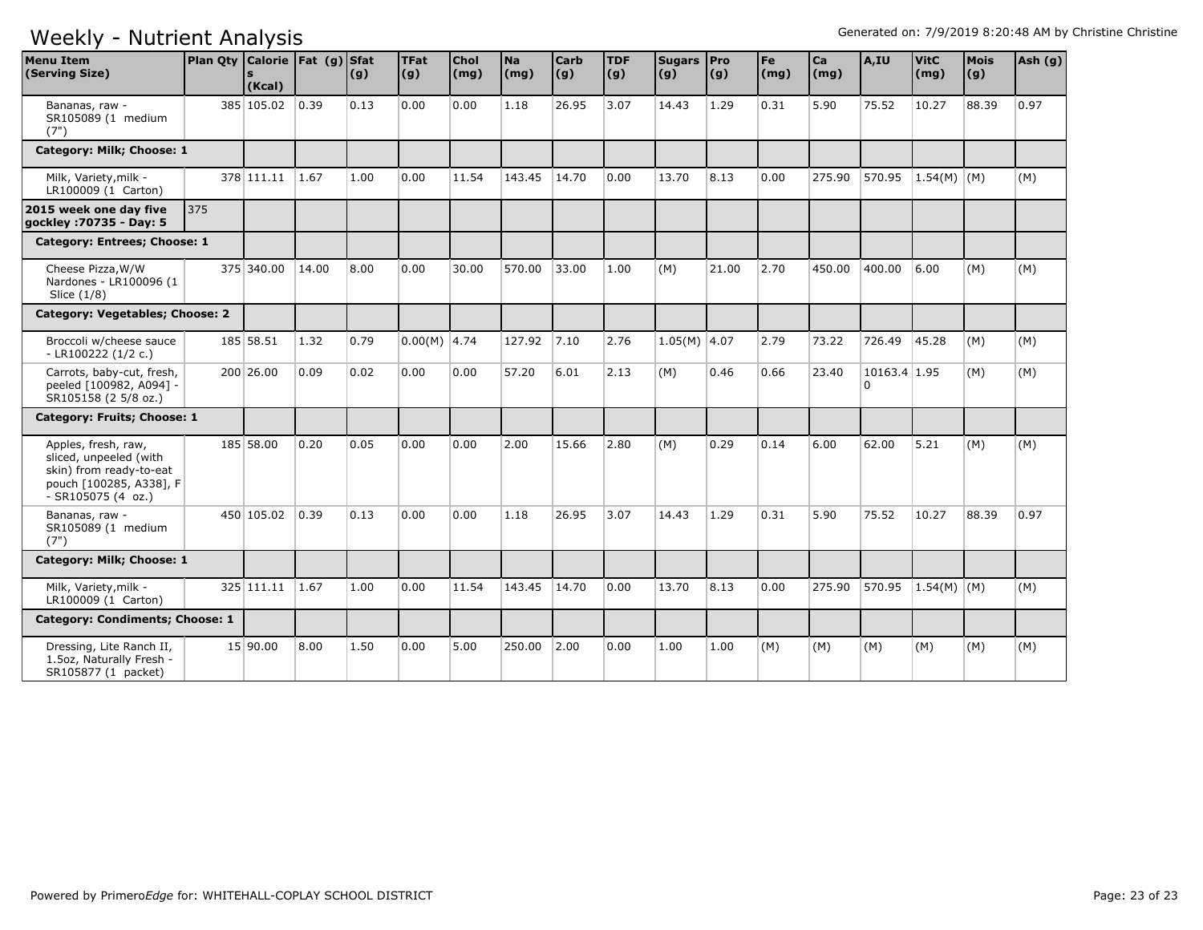# Weekly - Nutrient Analysis

Generated on: 7/9/2019 8:20:48 AM by Christine Christine

| Menu Item (Serving Size) | Plan Qty | Calories (Kcal) | Fat (g) | Sfat (g) | TFat (g) | Chol (mg) | Na (mg) | Carb (g) | TDF (g) | Sugars (g) | Pro (g) | Fe (mg) | Ca (mg) | A,IU | VitC (mg) | Mois (g) | Ash (g) |
|---|---|---|---|---|---|---|---|---|---|---|---|---|---|---|---|---|---|
| Bananas, raw - SR105089 (1 medium (7") | | 385 105.02 | 0.39 | 0.13 | 0.00 | 0.00 | 1.18 | 26.95 | 3.07 | 14.43 | 1.29 | 0.31 | 5.90 | 75.52 | 10.27 | 88.39 | 0.97 |
| **Category: Milk; Choose: 1** | | | | | | | | | | | | | | | | | |
| Milk, Variety,milk - LR100009 (1 Carton) | | 378 111.11 | 1.67 | 1.00 | 0.00 | 11.54 | 143.45 | 14.70 | 0.00 | 13.70 | 8.13 | 0.00 | 275.90 | 570.95 | 1.54(M) | (M) | (M) |
| **2015 week one day five gockley :70735 - Day: 5** | 375 | | | | | | | | | | | | | | | | |
| **Category: Entrees; Choose: 1** | | | | | | | | | | | | | | | | | |
| Cheese Pizza,W/W Nardones - LR100096 (1 Slice (1/8) | | 375 340.00 | 14.00 | 8.00 | 0.00 | 30.00 | 570.00 | 33.00 | 1.00 | (M) | 21.00 | 2.70 | 450.00 | 400.00 | 6.00 | (M) | (M) |
| **Category: Vegetables; Choose: 2** | | | | | | | | | | | | | | | | | |
| Broccoli w/cheese sauce - LR100222 (1/2 c.) | | 185 58.51 | 1.32 | 0.79 | 0.00(M) | 4.74 | 127.92 | 7.10 | 2.76 | 1.05(M) | 4.07 | 2.79 | 73.22 | 726.49 | 45.28 | (M) | (M) |
| Carrots, baby-cut, fresh, peeled [100982, A094] - SR105158 (2 5/8 oz.) | | 200 26.00 | 0.09 | 0.02 | 0.00 | 0.00 | 57.20 | 6.01 | 2.13 | (M) | 0.46 | 0.66 | 23.40 | 10163.40 | 1.95 | (M) | (M) |
| **Category: Fruits; Choose: 1** | | | | | | | | | | | | | | | | | |
| Apples, fresh, raw, sliced, unpeeled (with skin) from ready-to-eat pouch [100285, A338], F - SR105075 (4 oz.) | | 185 58.00 | 0.20 | 0.05 | 0.00 | 0.00 | 2.00 | 15.66 | 2.80 | (M) | 0.29 | 0.14 | 6.00 | 62.00 | 5.21 | (M) | (M) |
| Bananas, raw - SR105089 (1 medium (7") | | 450 105.02 | 0.39 | 0.13 | 0.00 | 0.00 | 1.18 | 26.95 | 3.07 | 14.43 | 1.29 | 0.31 | 5.90 | 75.52 | 10.27 | 88.39 | 0.97 |
| **Category: Milk; Choose: 1** | | | | | | | | | | | | | | | | | |
| Milk, Variety,milk - LR100009 (1 Carton) | | 325 111.11 | 1.67 | 1.00 | 0.00 | 11.54 | 143.45 | 14.70 | 0.00 | 13.70 | 8.13 | 0.00 | 275.90 | 570.95 | 1.54(M) | (M) | (M) |
| **Category: Condiments; Choose: 1** | | | | | | | | | | | | | | | | | |
| Dressing, Lite Ranch II, 1.5oz, Naturally Fresh - SR105877 (1 packet) | | 15 90.00 | 8.00 | 1.50 | 0.00 | 5.00 | 250.00 | 2.00 | 0.00 | 1.00 | 1.00 | (M) | (M) | (M) | (M) | (M) | (M) |

Powered by PrimeroEdge for: WHITEHALL-COPLAY SCHOOL DISTRICT